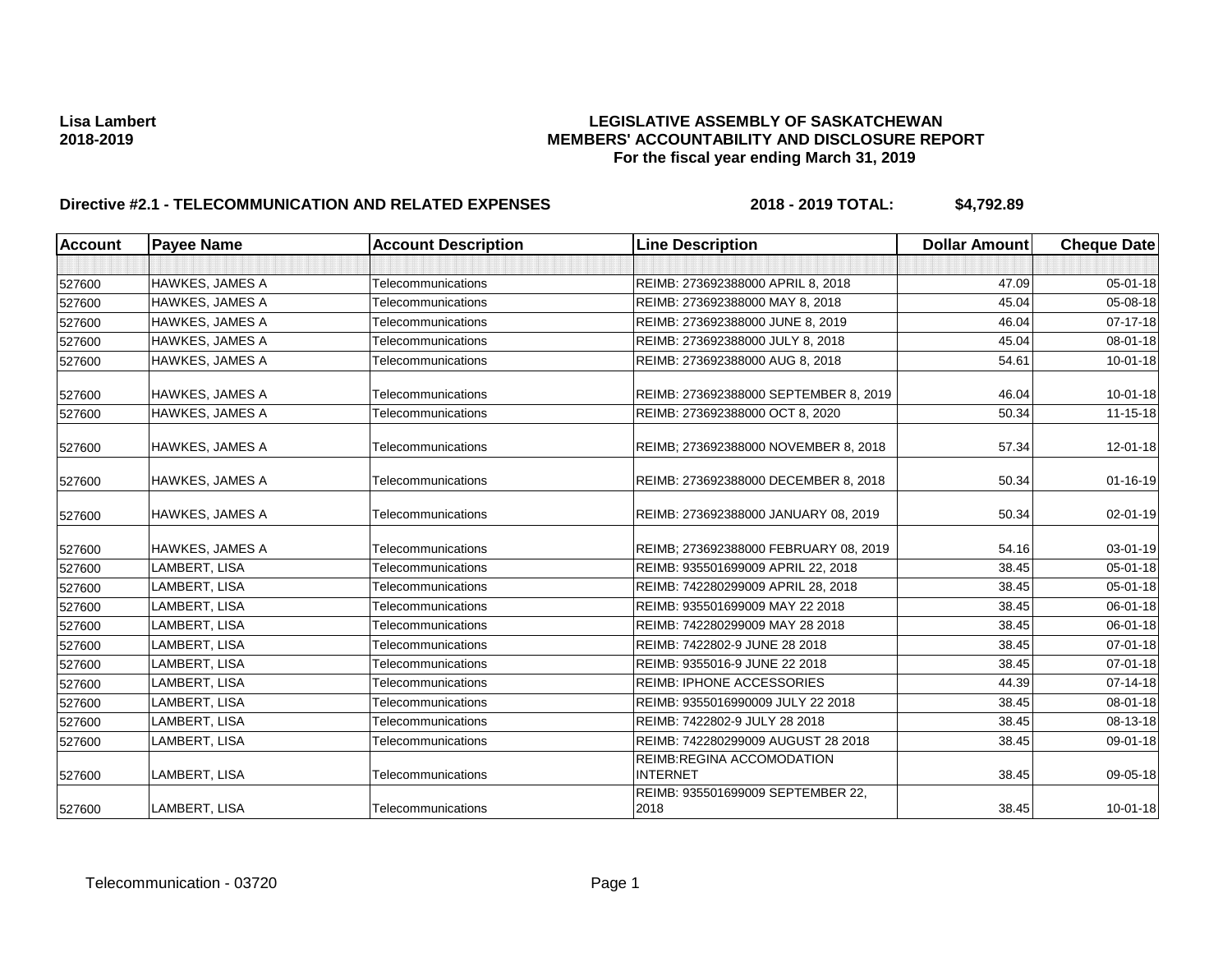**Lisa Lambert**
**2018-2019**

**LEGISLATIVE ASSEMBLY OF SASKATCHEWAN**
**MEMBERS' ACCOUNTABILITY AND DISCLOSURE REPORT**
**For the fiscal year ending March 31, 2019**

**Directive #2.1 - TELECOMMUNICATION AND RELATED EXPENSES** **2018 - 2019 TOTAL: $4,792.89**

| Account | Payee Name | Account Description | Line Description | Dollar Amount | Cheque Date |
|---|---|---|---|---|---|
| | | | | | |
| 527600 | HAWKES, JAMES A | Telecommunications | REIMB: 273692388000 APRIL 8, 2018 | 47.09 | 05-01-18 |
| 527600 | HAWKES, JAMES A | Telecommunications | REIMB: 273692388000 MAY 8, 2018 | 45.04 | 05-08-18 |
| 527600 | HAWKES, JAMES A | Telecommunications | REIMB: 273692388000 JUNE 8, 2019 | 46.04 | 07-17-18 |
| 527600 | HAWKES, JAMES A | Telecommunications | REIMB: 273692388000 JULY 8, 2018 | 45.04 | 08-01-18 |
| 527600 | HAWKES, JAMES A | Telecommunications | REIMB: 273692388000 AUG 8, 2018 | 54.61 | 10-01-18 |
| 527600 | HAWKES, JAMES A | Telecommunications | REIMB: 273692388000 SEPTEMBER 8, 2019 | 46.04 | 10-01-18 |
| 527600 | HAWKES, JAMES A | Telecommunications | REIMB: 273692388000 OCT 8, 2020 | 50.34 | 11-15-18 |
| 527600 | HAWKES, JAMES A | Telecommunications | REIMB; 273692388000 NOVEMBER 8, 2018 | 57.34 | 12-01-18 |
| 527600 | HAWKES, JAMES A | Telecommunications | REIMB: 273692388000 DECEMBER 8, 2018 | 50.34 | 01-16-19 |
| 527600 | HAWKES, JAMES A | Telecommunications | REIMB: 273692388000 JANUARY 08, 2019 | 50.34 | 02-01-19 |
| 527600 | HAWKES, JAMES A | Telecommunications | REIMB; 273692388000 FEBRUARY 08, 2019 | 54.16 | 03-01-19 |
| 527600 | LAMBERT, LISA | Telecommunications | REIMB: 935501699009 APRIL 22, 2018 | 38.45 | 05-01-18 |
| 527600 | LAMBERT, LISA | Telecommunications | REIMB: 742280299009 APRIL 28, 2018 | 38.45 | 05-01-18 |
| 527600 | LAMBERT, LISA | Telecommunications | REIMB: 935501699009 MAY 22 2018 | 38.45 | 06-01-18 |
| 527600 | LAMBERT, LISA | Telecommunications | REIMB: 742280299009 MAY 28 2018 | 38.45 | 06-01-18 |
| 527600 | LAMBERT, LISA | Telecommunications | REIMB: 7422802-9 JUNE 28 2018 | 38.45 | 07-01-18 |
| 527600 | LAMBERT, LISA | Telecommunications | REIMB: 9355016-9 JUNE 22 2018 | 38.45 | 07-01-18 |
| 527600 | LAMBERT, LISA | Telecommunications | REIMB: IPHONE ACCESSORIES | 44.39 | 07-14-18 |
| 527600 | LAMBERT, LISA | Telecommunications | REIMB: 9355016990009 JULY 22 2018 | 38.45 | 08-01-18 |
| 527600 | LAMBERT, LISA | Telecommunications | REIMB: 7422802-9 JULY 28 2018 | 38.45 | 08-13-18 |
| 527600 | LAMBERT, LISA | Telecommunications | REIMB: 742280299009 AUGUST 28 2018 | 38.45 | 09-01-18 |
| 527600 | LAMBERT, LISA | Telecommunications | REIMB:REGINA ACCOMODATION INTERNET | 38.45 | 09-05-18 |
| 527600 | LAMBERT, LISA | Telecommunications | REIMB: 935501699009 SEPTEMBER 22, 2018 | 38.45 | 10-01-18 |

Telecommunication - 03720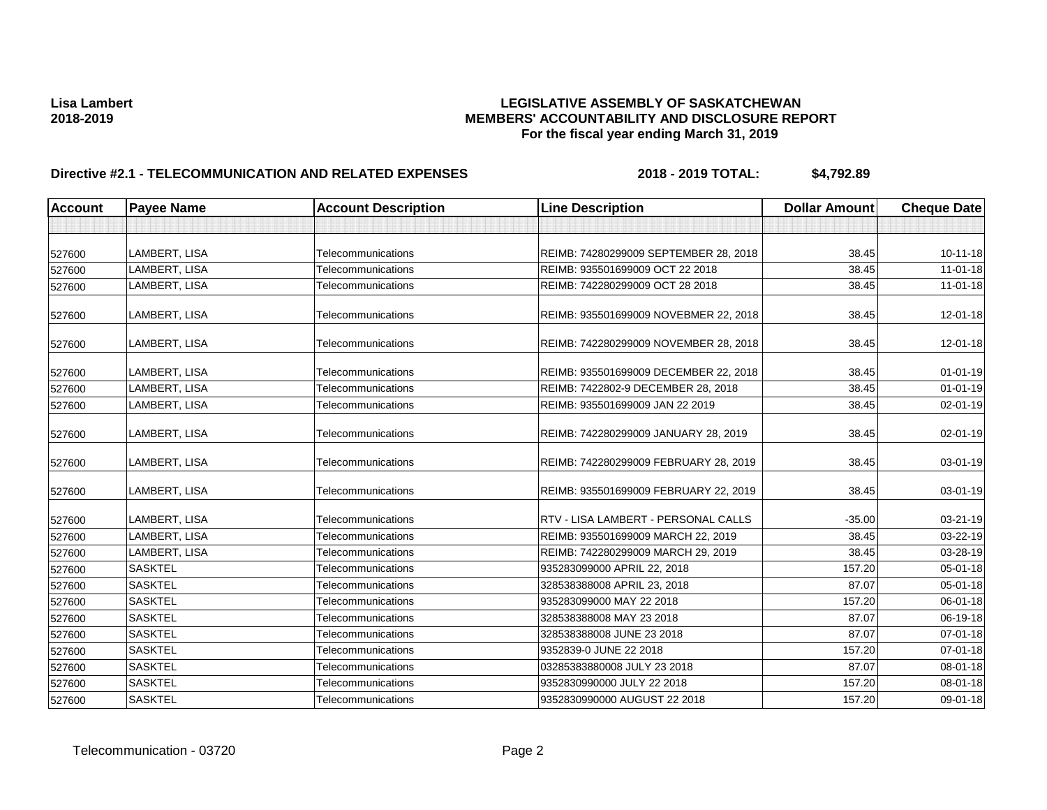**Lisa Lambert**
**2018-2019**

**LEGISLATIVE ASSEMBLY OF SASKATCHEWAN**
**MEMBERS' ACCOUNTABILITY AND DISCLOSURE REPORT**
**For the fiscal year ending March 31, 2019**

## Directive #2.1 - TELECOMMUNICATION AND RELATED EXPENSES — 2018 - 2019 TOTAL: $4,792.89

| Account | Payee Name | Account Description | Line Description | Dollar Amount | Cheque Date |
|---|---|---|---|---|---|
| | | | | | |
| 527600 | LAMBERT, LISA | Telecommunications | REIMB: 74280299009 SEPTEMBER 28, 2018 | 38.45 | 10-11-18 |
| 527600 | LAMBERT, LISA | Telecommunications | REIMB: 935501699009 OCT 22 2018 | 38.45 | 11-01-18 |
| 527600 | LAMBERT, LISA | Telecommunications | REIMB: 742280299009 OCT 28 2018 | 38.45 | 11-01-18 |
| 527600 | LAMBERT, LISA | Telecommunications | REIMB: 935501699009 NOVEBMER 22, 2018 | 38.45 | 12-01-18 |
| 527600 | LAMBERT, LISA | Telecommunications | REIMB: 742280299009 NOVEMBER 28, 2018 | 38.45 | 12-01-18 |
| 527600 | LAMBERT, LISA | Telecommunications | REIMB: 935501699009 DECEMBER 22, 2018 | 38.45 | 01-01-19 |
| 527600 | LAMBERT, LISA | Telecommunications | REIMB: 7422802-9 DECEMBER 28, 2018 | 38.45 | 01-01-19 |
| 527600 | LAMBERT, LISA | Telecommunications | REIMB: 935501699009 JAN 22 2019 | 38.45 | 02-01-19 |
| 527600 | LAMBERT, LISA | Telecommunications | REIMB: 742280299009 JANUARY 28, 2019 | 38.45 | 02-01-19 |
| 527600 | LAMBERT, LISA | Telecommunications | REIMB: 742280299009 FEBRUARY 28, 2019 | 38.45 | 03-01-19 |
| 527600 | LAMBERT, LISA | Telecommunications | REIMB: 935501699009 FEBRUARY 22, 2019 | 38.45 | 03-01-19 |
| 527600 | LAMBERT, LISA | Telecommunications | RTV - LISA LAMBERT - PERSONAL CALLS | -35.00 | 03-21-19 |
| 527600 | LAMBERT, LISA | Telecommunications | REIMB: 935501699009 MARCH 22, 2019 | 38.45 | 03-22-19 |
| 527600 | LAMBERT, LISA | Telecommunications | REIMB: 742280299009 MARCH 29, 2019 | 38.45 | 03-28-19 |
| 527600 | SASKTEL | Telecommunications | 935283099000 APRIL 22, 2018 | 157.20 | 05-01-18 |
| 527600 | SASKTEL | Telecommunications | 328538388008 APRIL 23, 2018 | 87.07 | 05-01-18 |
| 527600 | SASKTEL | Telecommunications | 935283099000 MAY 22 2018 | 157.20 | 06-01-18 |
| 527600 | SASKTEL | Telecommunications | 328538388008 MAY 23 2018 | 87.07 | 06-19-18 |
| 527600 | SASKTEL | Telecommunications | 328538388008 JUNE 23 2018 | 87.07 | 07-01-18 |
| 527600 | SASKTEL | Telecommunications | 9352839-0 JUNE 22 2018 | 157.20 | 07-01-18 |
| 527600 | SASKTEL | Telecommunications | 03285383880008 JULY 23 2018 | 87.07 | 08-01-18 |
| 527600 | SASKTEL | Telecommunications | 9352830990000 JULY 22 2018 | 157.20 | 08-01-18 |
| 527600 | SASKTEL | Telecommunications | 9352830990000 AUGUST 22 2018 | 157.20 | 09-01-18 |

Telecommunication - 03720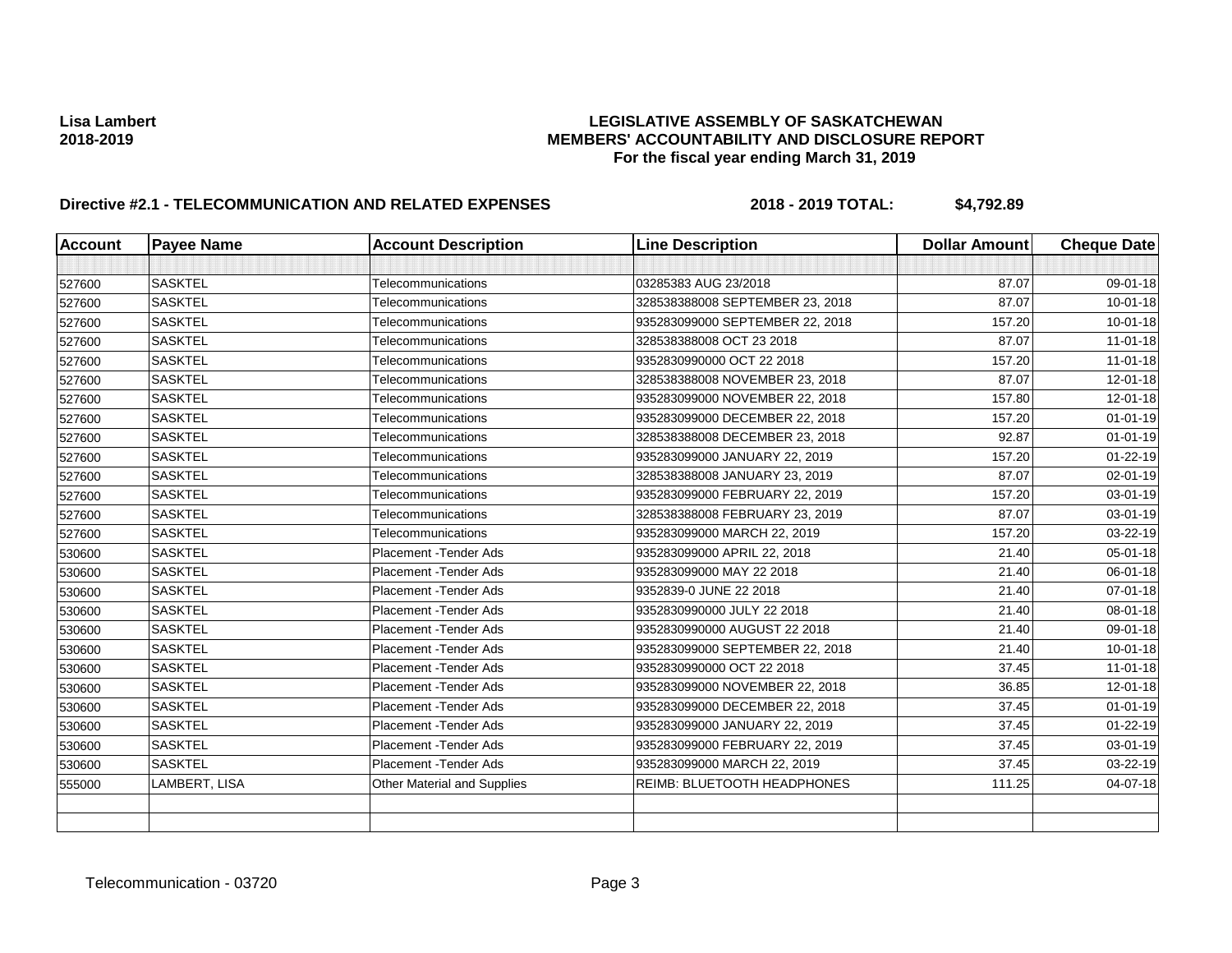**Lisa Lambert**
**2018-2019**

## LEGISLATIVE ASSEMBLY OF SASKATCHEWAN
## MEMBERS' ACCOUNTABILITY AND DISCLOSURE REPORT
### For the fiscal year ending March 31, 2019

**Directive #2.1 - TELECOMMUNICATION AND RELATED EXPENSES** **2018 - 2019 TOTAL: $4,792.89**

| Account | Payee Name | Account Description | Line Description | Dollar Amount | Cheque Date |
|---|---|---|---|---|---|
| | | | | | |
| 527600 | SASKTEL | Telecommunications | 03285383 AUG 23/2018 | 87.07 | 09-01-18 |
| 527600 | SASKTEL | Telecommunications | 328538388008 SEPTEMBER 23, 2018 | 87.07 | 10-01-18 |
| 527600 | SASKTEL | Telecommunications | 935283099000 SEPTEMBER 22, 2018 | 157.20 | 10-01-18 |
| 527600 | SASKTEL | Telecommunications | 328538388008 OCT 23 2018 | 87.07 | 11-01-18 |
| 527600 | SASKTEL | Telecommunications | 9352830990000 OCT 22 2018 | 157.20 | 11-01-18 |
| 527600 | SASKTEL | Telecommunications | 328538388008 NOVEMBER 23, 2018 | 87.07 | 12-01-18 |
| 527600 | SASKTEL | Telecommunications | 935283099000 NOVEMBER 22, 2018 | 157.80 | 12-01-18 |
| 527600 | SASKTEL | Telecommunications | 935283099000 DECEMBER 22, 2018 | 157.20 | 01-01-19 |
| 527600 | SASKTEL | Telecommunications | 328538388008 DECEMBER 23, 2018 | 92.87 | 01-01-19 |
| 527600 | SASKTEL | Telecommunications | 935283099000 JANUARY 22, 2019 | 157.20 | 01-22-19 |
| 527600 | SASKTEL | Telecommunications | 328538388008 JANUARY 23, 2019 | 87.07 | 02-01-19 |
| 527600 | SASKTEL | Telecommunications | 935283099000 FEBRUARY 22, 2019 | 157.20 | 03-01-19 |
| 527600 | SASKTEL | Telecommunications | 328538388008 FEBRUARY 23, 2019 | 87.07 | 03-01-19 |
| 527600 | SASKTEL | Telecommunications | 935283099000 MARCH 22, 2019 | 157.20 | 03-22-19 |
| 530600 | SASKTEL | Placement -Tender Ads | 935283099000 APRIL 22, 2018 | 21.40 | 05-01-18 |
| 530600 | SASKTEL | Placement -Tender Ads | 935283099000 MAY 22 2018 | 21.40 | 06-01-18 |
| 530600 | SASKTEL | Placement -Tender Ads | 9352839-0 JUNE 22 2018 | 21.40 | 07-01-18 |
| 530600 | SASKTEL | Placement -Tender Ads | 9352830990000 JULY 22 2018 | 21.40 | 08-01-18 |
| 530600 | SASKTEL | Placement -Tender Ads | 9352830990000 AUGUST 22 2018 | 21.40 | 09-01-18 |
| 530600 | SASKTEL | Placement -Tender Ads | 935283099000 SEPTEMBER 22, 2018 | 21.40 | 10-01-18 |
| 530600 | SASKTEL | Placement -Tender Ads | 9352830990000 OCT 22 2018 | 37.45 | 11-01-18 |
| 530600 | SASKTEL | Placement -Tender Ads | 935283099000 NOVEMBER 22, 2018 | 36.85 | 12-01-18 |
| 530600 | SASKTEL | Placement -Tender Ads | 935283099000 DECEMBER 22, 2018 | 37.45 | 01-01-19 |
| 530600 | SASKTEL | Placement -Tender Ads | 935283099000 JANUARY 22, 2019 | 37.45 | 01-22-19 |
| 530600 | SASKTEL | Placement -Tender Ads | 935283099000 FEBRUARY 22, 2019 | 37.45 | 03-01-19 |
| 530600 | SASKTEL | Placement -Tender Ads | 935283099000 MARCH 22, 2019 | 37.45 | 03-22-19 |
| 555000 | LAMBERT, LISA | Other Material and Supplies | REIMB: BLUETOOTH HEADPHONES | 111.25 | 04-07-18 |
| | | | | | |
| | | | | | |

Telecommunication - 03720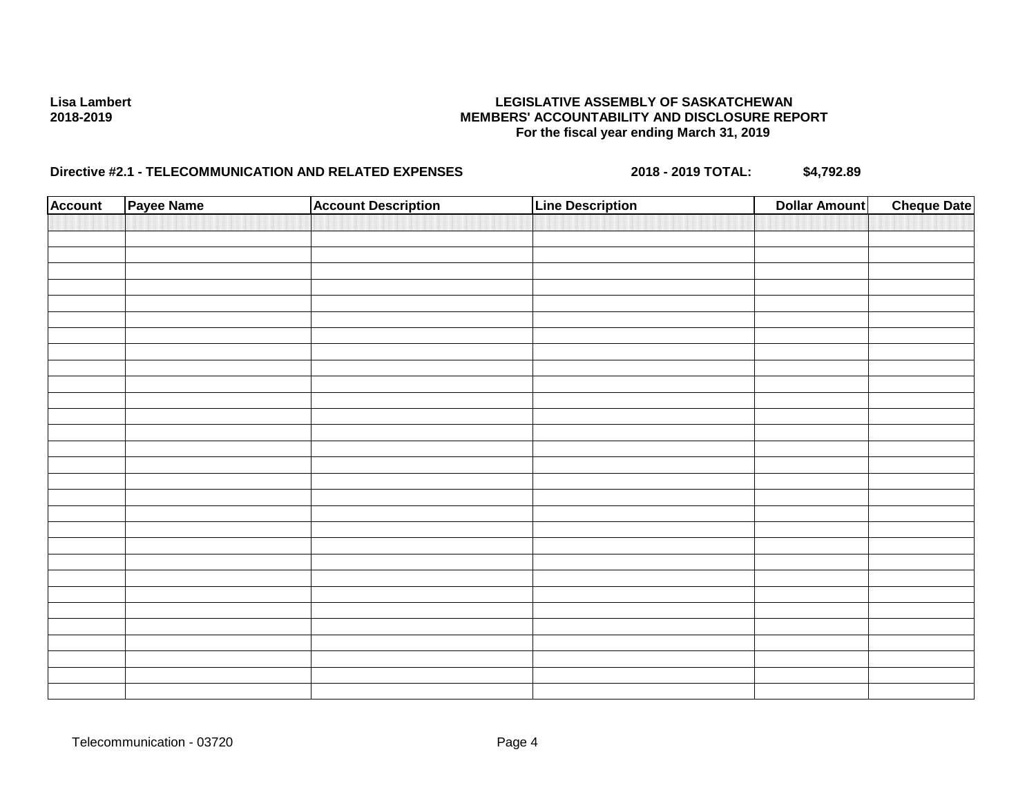**Lisa Lambert**
**2018-2019**

**LEGISLATIVE ASSEMBLY OF SASKATCHEWAN**
**MEMBERS' ACCOUNTABILITY AND DISCLOSURE REPORT**
**For the fiscal year ending March 31, 2019**

**Directive #2.1 - TELECOMMUNICATION AND RELATED EXPENSES** **2018 - 2019 TOTAL:** **$4,792.89**

| Account | Payee Name | Account Description | Line Description | Dollar Amount | Cheque Date |
|---|---|---|---|---|---|
| | | | | | |

Telecommunication - 03720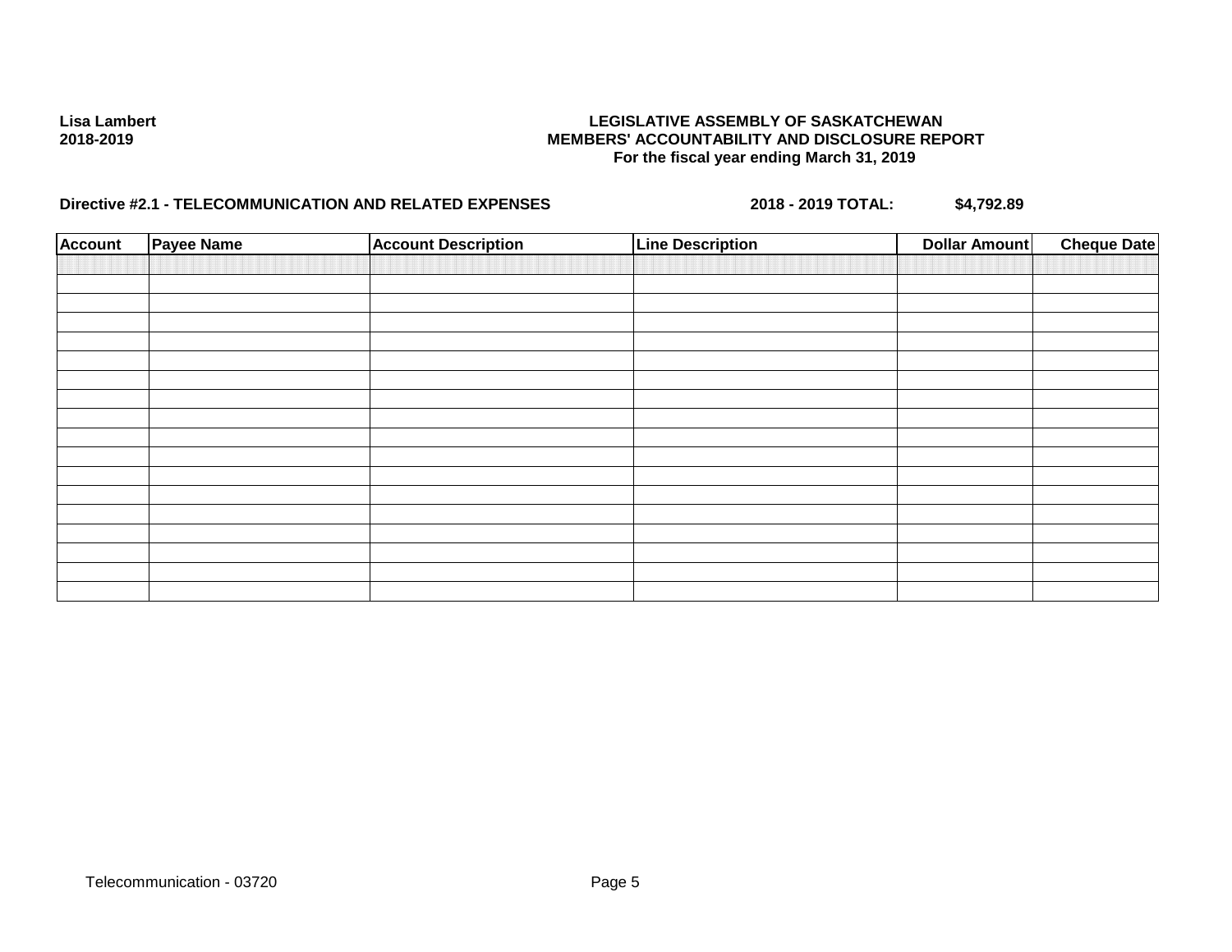**Lisa Lambert**
**2018-2019**

**LEGISLATIVE ASSEMBLY OF SASKATCHEWAN**
**MEMBERS' ACCOUNTABILITY AND DISCLOSURE REPORT**
**For the fiscal year ending March 31, 2019**

**Directive #2.1 - TELECOMMUNICATION AND RELATED EXPENSES** **2018 - 2019 TOTAL:** **$4,792.89**

| Account | Payee Name | Account Description | Line Description | Dollar Amount | Cheque Date |
|---|---|---|---|---|---|
| | | | | | |
| | | | | | |
| | | | | | |
| | | | | | |
| | | | | | |
| | | | | | |
| | | | | | |
| | | | | | |
| | | | | | |
| | | | | | |
| | | | | | |
| | | | | | |
| | | | | | |
| | | | | | |
| | | | | | |
| | | | | | |
| | | | | | |
| | | | | | |

Telecommunication - 03720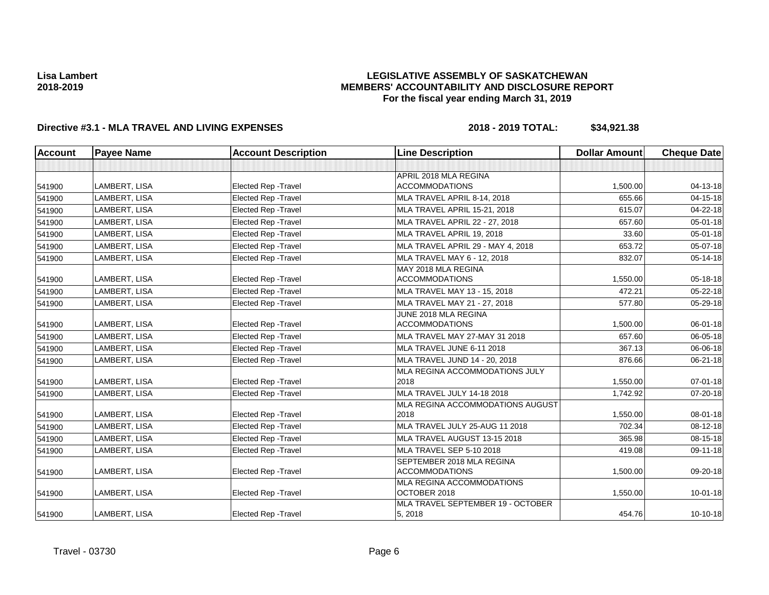**Lisa Lambert**
**2018-2019**

**LEGISLATIVE ASSEMBLY OF SASKATCHEWAN**
**MEMBERS' ACCOUNTABILITY AND DISCLOSURE REPORT**
**For the fiscal year ending March 31, 2019**

**Directive #3.1 - MLA TRAVEL AND LIVING EXPENSES** **2018 - 2019 TOTAL: $34,921.38**

| Account | Payee Name | Account Description | Line Description | Dollar Amount | Cheque Date |
|---|---|---|---|---|---|
| | | | | | |
| 541900 | LAMBERT, LISA | Elected Rep -Travel | APRIL 2018 MLA REGINA ACCOMMODATIONS | 1,500.00 | 04-13-18 |
| 541900 | LAMBERT, LISA | Elected Rep -Travel | MLA TRAVEL APRIL 8-14, 2018 | 655.66 | 04-15-18 |
| 541900 | LAMBERT, LISA | Elected Rep -Travel | MLA TRAVEL APRIL 15-21, 2018 | 615.07 | 04-22-18 |
| 541900 | LAMBERT, LISA | Elected Rep -Travel | MLA TRAVEL APRIL 22 - 27, 2018 | 657.60 | 05-01-18 |
| 541900 | LAMBERT, LISA | Elected Rep -Travel | MLA TRAVEL APRIL 19, 2018 | 33.60 | 05-01-18 |
| 541900 | LAMBERT, LISA | Elected Rep -Travel | MLA TRAVEL APRIL 29 - MAY 4, 2018 | 653.72 | 05-07-18 |
| 541900 | LAMBERT, LISA | Elected Rep -Travel | MLA TRAVEL MAY 6 - 12, 2018 | 832.07 | 05-14-18 |
| 541900 | LAMBERT, LISA | Elected Rep -Travel | MAY 2018 MLA REGINA ACCOMMODATIONS | 1,550.00 | 05-18-18 |
| 541900 | LAMBERT, LISA | Elected Rep -Travel | MLA TRAVEL MAY 13 - 15, 2018 | 472.21 | 05-22-18 |
| 541900 | LAMBERT, LISA | Elected Rep -Travel | MLA TRAVEL MAY 21 - 27, 2018 | 577.80 | 05-29-18 |
| 541900 | LAMBERT, LISA | Elected Rep -Travel | JUNE 2018 MLA REGINA ACCOMMODATIONS | 1,500.00 | 06-01-18 |
| 541900 | LAMBERT, LISA | Elected Rep -Travel | MLA TRAVEL MAY 27-MAY 31 2018 | 657.60 | 06-05-18 |
| 541900 | LAMBERT, LISA | Elected Rep -Travel | MLA TRAVEL JUNE 6-11 2018 | 367.13 | 06-06-18 |
| 541900 | LAMBERT, LISA | Elected Rep -Travel | MLA TRAVEL JUND 14 - 20, 2018 | 876.66 | 06-21-18 |
| 541900 | LAMBERT, LISA | Elected Rep -Travel | MLA REGINA ACCOMMODATIONS JULY 2018 | 1,550.00 | 07-01-18 |
| 541900 | LAMBERT, LISA | Elected Rep -Travel | MLA TRAVEL JULY 14-18 2018 | 1,742.92 | 07-20-18 |
| 541900 | LAMBERT, LISA | Elected Rep -Travel | MLA REGINA ACCOMMODATIONS AUGUST 2018 | 1,550.00 | 08-01-18 |
| 541900 | LAMBERT, LISA | Elected Rep -Travel | MLA TRAVEL JULY 25-AUG 11 2018 | 702.34 | 08-12-18 |
| 541900 | LAMBERT, LISA | Elected Rep -Travel | MLA TRAVEL AUGUST 13-15 2018 | 365.98 | 08-15-18 |
| 541900 | LAMBERT, LISA | Elected Rep -Travel | MLA TRAVEL SEP 5-10 2018 | 419.08 | 09-11-18 |
| 541900 | LAMBERT, LISA | Elected Rep -Travel | SEPTEMBER 2018 MLA REGINA ACCOMMODATIONS | 1,500.00 | 09-20-18 |
| 541900 | LAMBERT, LISA | Elected Rep -Travel | MLA REGINA ACCOMMODATIONS OCTOBER 2018 | 1,550.00 | 10-01-18 |
| 541900 | LAMBERT, LISA | Elected Rep -Travel | MLA TRAVEL SEPTEMBER 19 - OCTOBER 5, 2018 | 454.76 | 10-10-18 |

Travel - 03730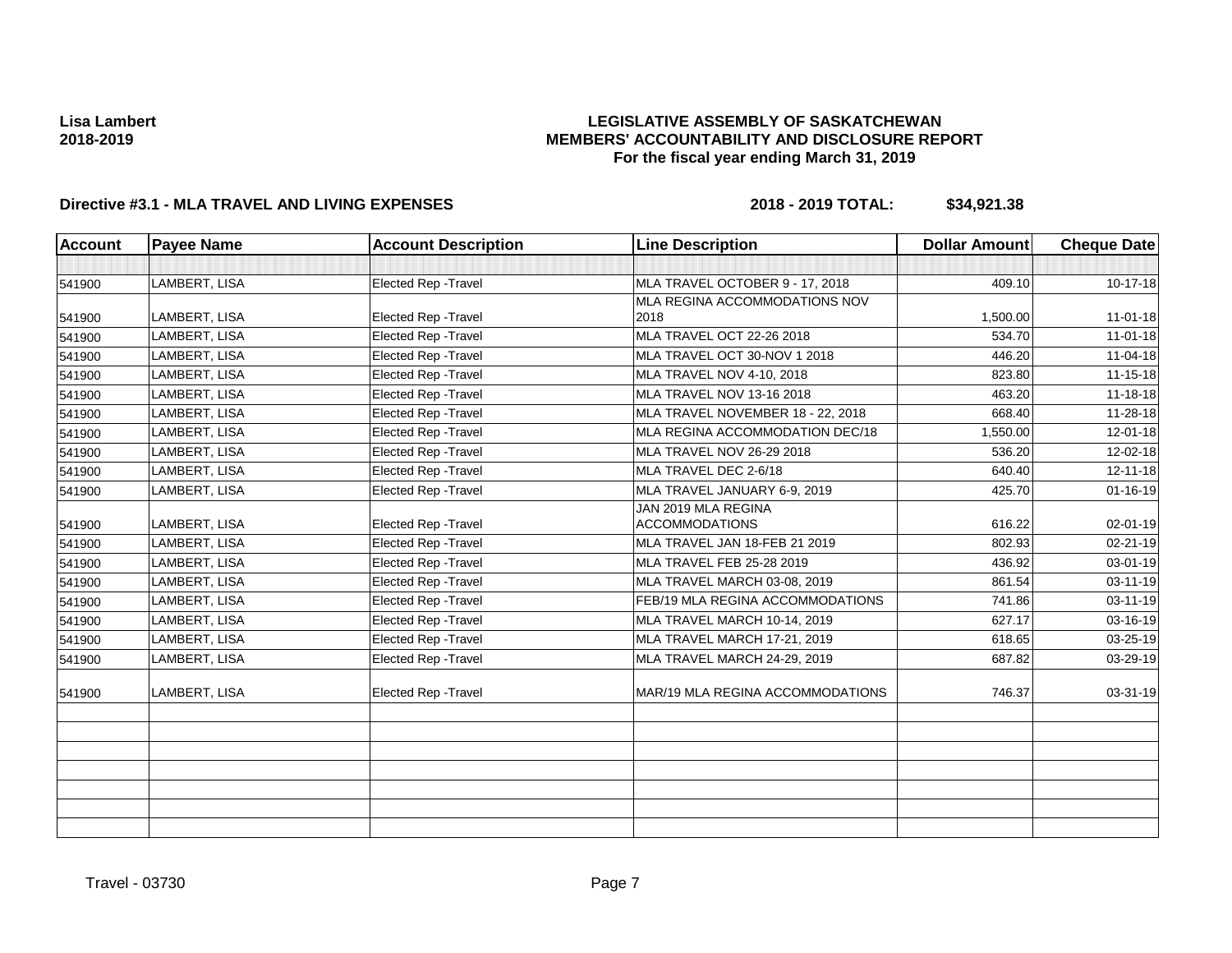**Lisa Lambert**
**2018-2019**

# LEGISLATIVE ASSEMBLY OF SASKATCHEWAN
## MEMBERS' ACCOUNTABILITY AND DISCLOSURE REPORT
### For the fiscal year ending March 31, 2019

**Directive #3.1 - MLA TRAVEL AND LIVING EXPENSES** **2018 - 2019 TOTAL: $34,921.38**

| Account | Payee Name | Account Description | Line Description | Dollar Amount | Cheque Date |
|---|---|---|---|---|---|
| | | | | | |
| 541900 | LAMBERT, LISA | Elected Rep -Travel | MLA TRAVEL OCTOBER 9 - 17, 2018 | 409.10 | 10-17-18 |
| 541900 | LAMBERT, LISA | Elected Rep -Travel | MLA REGINA ACCOMMODATIONS NOV 2018 | 1,500.00 | 11-01-18 |
| 541900 | LAMBERT, LISA | Elected Rep -Travel | MLA TRAVEL OCT 22-26 2018 | 534.70 | 11-01-18 |
| 541900 | LAMBERT, LISA | Elected Rep -Travel | MLA TRAVEL OCT 30-NOV 1 2018 | 446.20 | 11-04-18 |
| 541900 | LAMBERT, LISA | Elected Rep -Travel | MLA TRAVEL NOV 4-10, 2018 | 823.80 | 11-15-18 |
| 541900 | LAMBERT, LISA | Elected Rep -Travel | MLA TRAVEL NOV 13-16 2018 | 463.20 | 11-18-18 |
| 541900 | LAMBERT, LISA | Elected Rep -Travel | MLA TRAVEL NOVEMBER 18 - 22, 2018 | 668.40 | 11-28-18 |
| 541900 | LAMBERT, LISA | Elected Rep -Travel | MLA REGINA ACCOMMODATION DEC/18 | 1,550.00 | 12-01-18 |
| 541900 | LAMBERT, LISA | Elected Rep -Travel | MLA TRAVEL NOV 26-29 2018 | 536.20 | 12-02-18 |
| 541900 | LAMBERT, LISA | Elected Rep -Travel | MLA TRAVEL DEC 2-6/18 | 640.40 | 12-11-18 |
| 541900 | LAMBERT, LISA | Elected Rep -Travel | MLA TRAVEL JANUARY 6-9, 2019 | 425.70 | 01-16-19 |
| 541900 | LAMBERT, LISA | Elected Rep -Travel | JAN 2019 MLA REGINA ACCOMMODATIONS | 616.22 | 02-01-19 |
| 541900 | LAMBERT, LISA | Elected Rep -Travel | MLA TRAVEL JAN 18-FEB 21 2019 | 802.93 | 02-21-19 |
| 541900 | LAMBERT, LISA | Elected Rep -Travel | MLA TRAVEL FEB 25-28 2019 | 436.92 | 03-01-19 |
| 541900 | LAMBERT, LISA | Elected Rep -Travel | MLA TRAVEL MARCH 03-08, 2019 | 861.54 | 03-11-19 |
| 541900 | LAMBERT, LISA | Elected Rep -Travel | FEB/19 MLA REGINA ACCOMMODATIONS | 741.86 | 03-11-19 |
| 541900 | LAMBERT, LISA | Elected Rep -Travel | MLA TRAVEL MARCH 10-14, 2019 | 627.17 | 03-16-19 |
| 541900 | LAMBERT, LISA | Elected Rep -Travel | MLA TRAVEL MARCH 17-21, 2019 | 618.65 | 03-25-19 |
| 541900 | LAMBERT, LISA | Elected Rep -Travel | MLA TRAVEL MARCH 24-29, 2019 | 687.82 | 03-29-19 |
| 541900 | LAMBERT, LISA | Elected Rep -Travel | MAR/19 MLA REGINA ACCOMMODATIONS | 746.37 | 03-31-19 |
| | | | | | |
| | | | | | |
| | | | | | |
| | | | | | |
| | | | | | |
| | | | | | |
| | | | | | |

Travel - 03730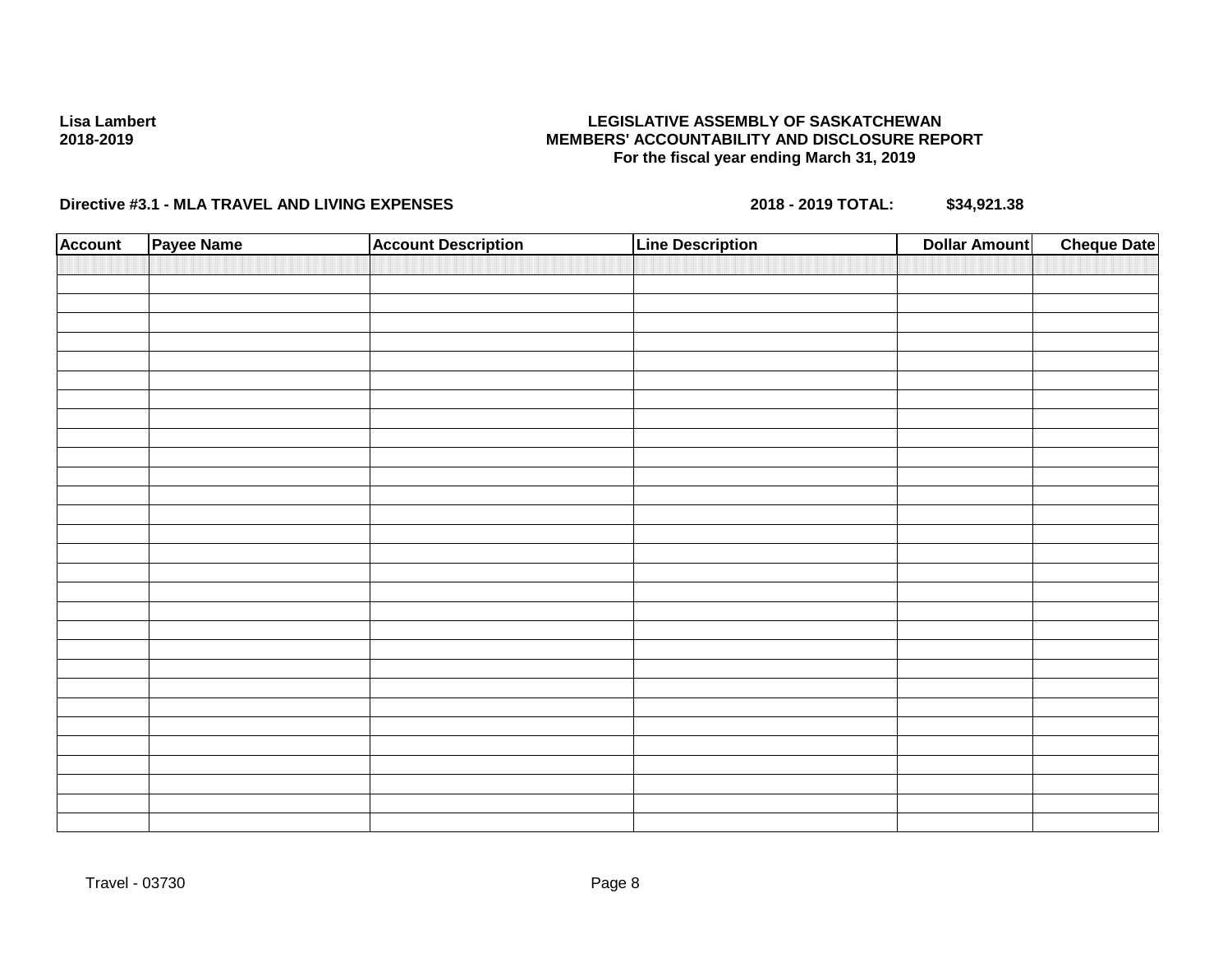**Lisa Lambert**
**2018-2019**

**LEGISLATIVE ASSEMBLY OF SASKATCHEWAN**
**MEMBERS' ACCOUNTABILITY AND DISCLOSURE REPORT**
**For the fiscal year ending March 31, 2019**

**Directive #3.1 - MLA TRAVEL AND LIVING EXPENSES** **2018 - 2019 TOTAL: $34,921.38**

| Account | Payee Name | Account Description | Line Description | Dollar Amount | Cheque Date |
|---|---|---|---|---|---|

Travel - 03730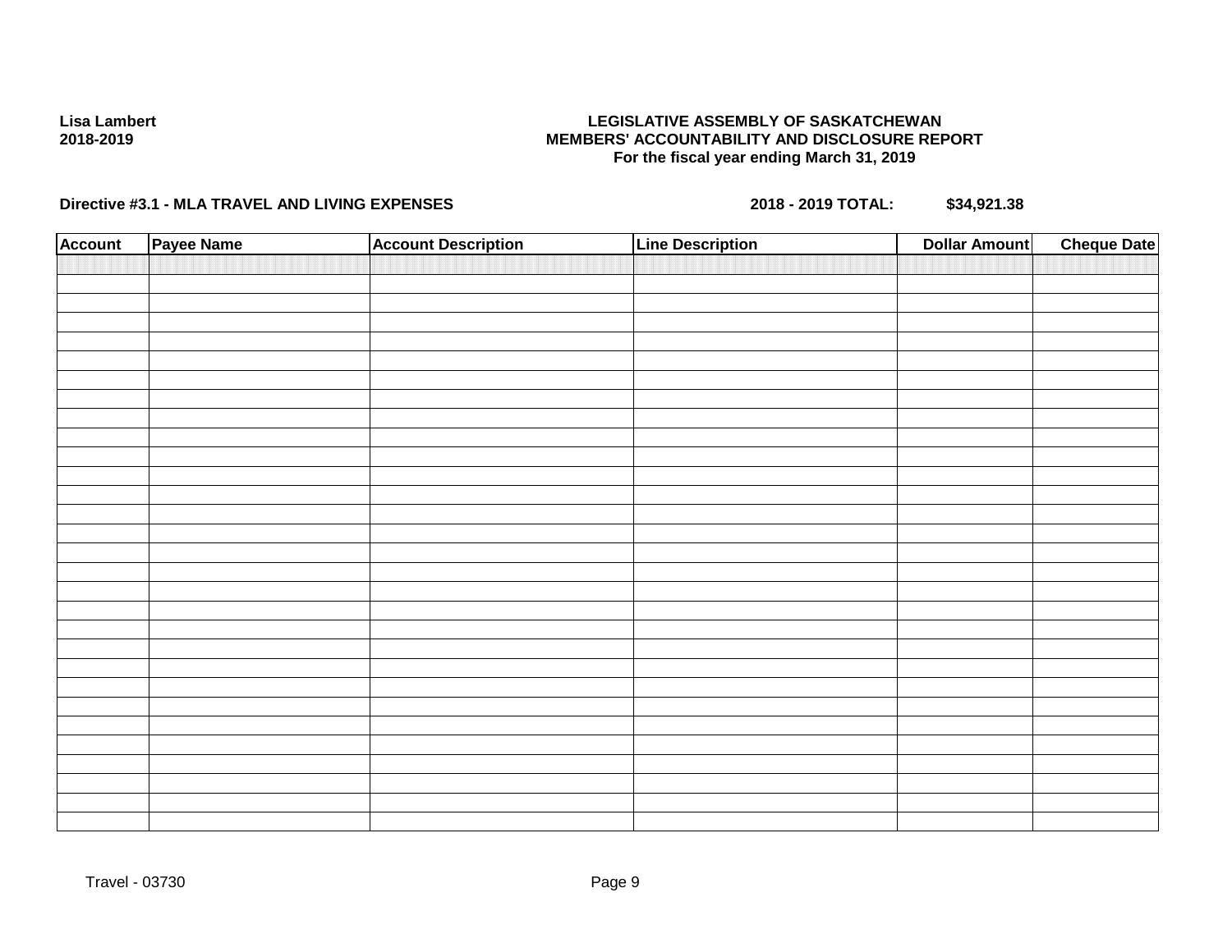**Lisa Lambert**
**2018-2019**

**LEGISLATIVE ASSEMBLY OF SASKATCHEWAN**
**MEMBERS' ACCOUNTABILITY AND DISCLOSURE REPORT**
**For the fiscal year ending March 31, 2019**

**Directive #3.1 - MLA TRAVEL AND LIVING EXPENSES** **2018 - 2019 TOTAL:** **$34,921.38**

| Account | Payee Name | Account Description | Line Description | Dollar Amount | Cheque Date |
|---|---|---|---|---|---|
| | | | | | |

Travel - 03730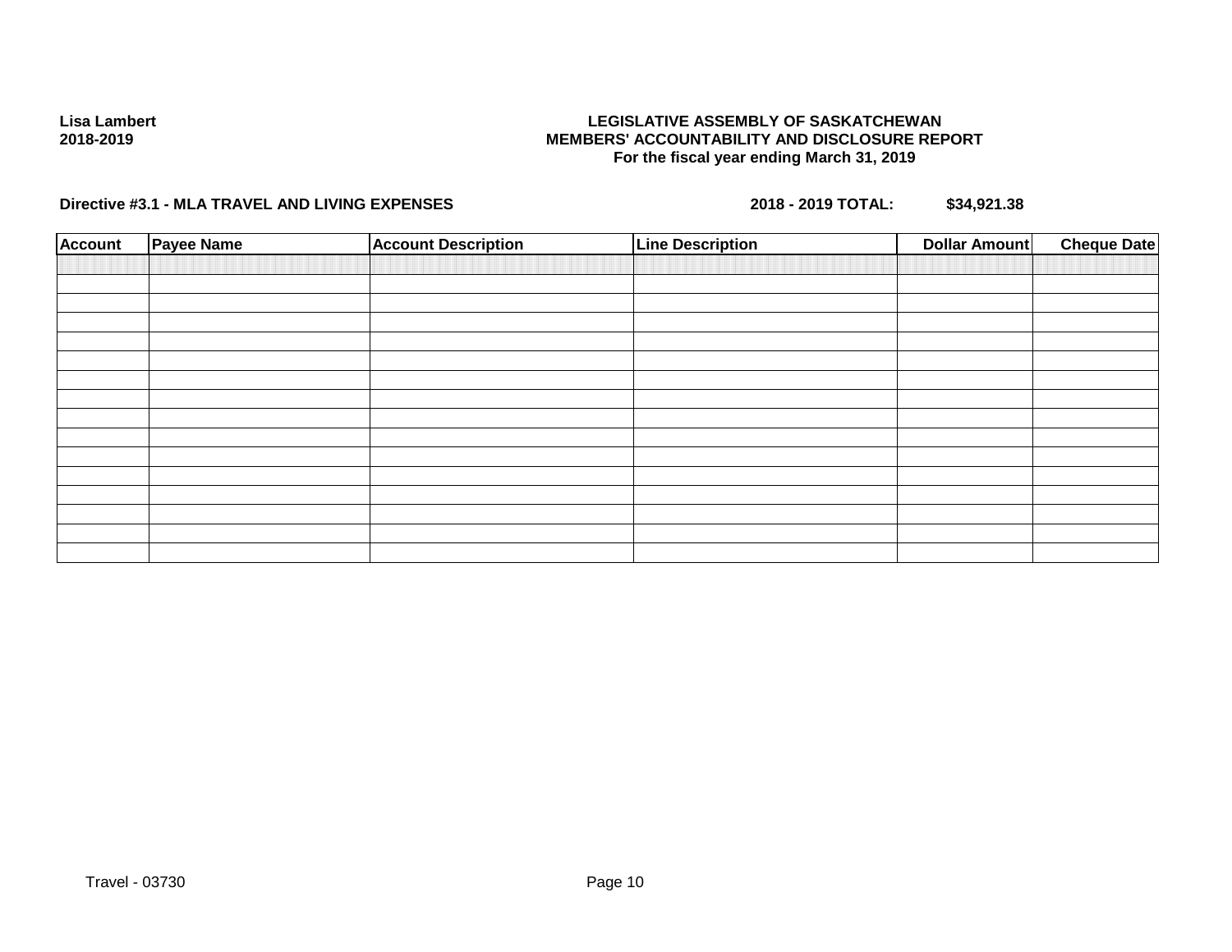Lisa Lambert
2018-2019

**LEGISLATIVE ASSEMBLY OF SASKATCHEWAN**
**MEMBERS' ACCOUNTABILITY AND DISCLOSURE REPORT**
**For the fiscal year ending March 31, 2019**

**Directive #3.1 - MLA TRAVEL AND LIVING EXPENSES** **2018 - 2019 TOTAL: $34,921.38**

| Account | Payee Name | Account Description | Line Description | Dollar Amount | Cheque Date |
|---|---|---|---|---|---|
| | | | | | |
| | | | | | |
| | | | | | |
| | | | | | |
| | | | | | |
| | | | | | |
| | | | | | |
| | | | | | |
| | | | | | |
| | | | | | |
| | | | | | |
| | | | | | |
| | | | | | |
| | | | | | |
| | | | | | |
| | | | | | |

Travel - 03730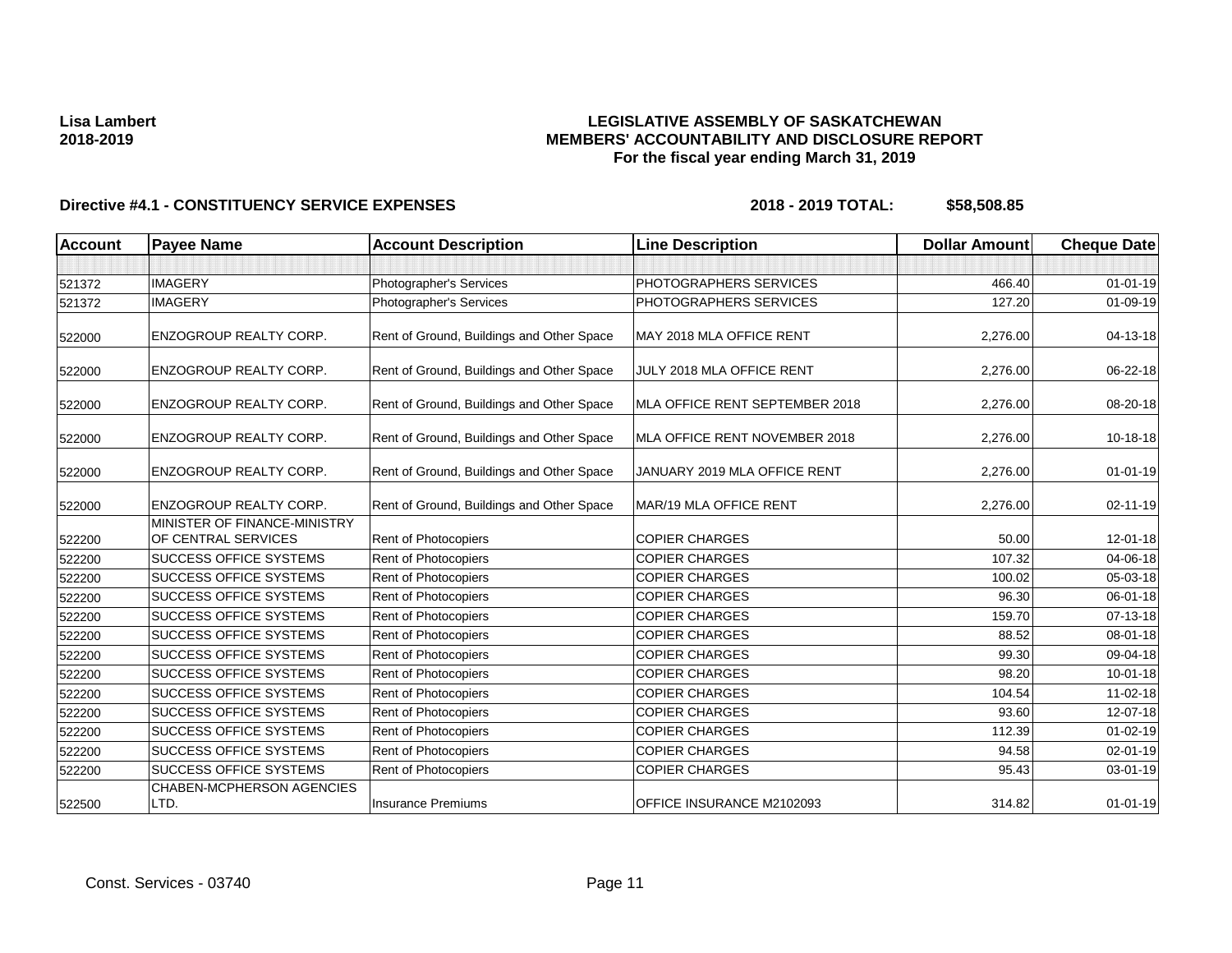**Lisa Lambert**
**2018-2019**

# LEGISLATIVE ASSEMBLY OF SASKATCHEWAN
## MEMBERS' ACCOUNTABILITY AND DISCLOSURE REPORT
### For the fiscal year ending March 31, 2019

**Directive #4.1 - CONSTITUENCY SERVICE EXPENSES** **2018 - 2019 TOTAL: $58,508.85**

| Account | Payee Name | Account Description | Line Description | Dollar Amount | Cheque Date |
|---|---|---|---|---|---|
| | | | | | |
| 521372 | IMAGERY | Photographer's Services | PHOTOGRAPHERS SERVICES | 466.40 | 01-01-19 |
| 521372 | IMAGERY | Photographer's Services | PHOTOGRAPHERS SERVICES | 127.20 | 01-09-19 |
| 522000 | ENZOGROUP REALTY CORP. | Rent of Ground, Buildings and Other Space | MAY 2018 MLA OFFICE RENT | 2,276.00 | 04-13-18 |
| 522000 | ENZOGROUP REALTY CORP. | Rent of Ground, Buildings and Other Space | JULY 2018 MLA OFFICE RENT | 2,276.00 | 06-22-18 |
| 522000 | ENZOGROUP REALTY CORP. | Rent of Ground, Buildings and Other Space | MLA OFFICE RENT SEPTEMBER 2018 | 2,276.00 | 08-20-18 |
| 522000 | ENZOGROUP REALTY CORP. | Rent of Ground, Buildings and Other Space | MLA OFFICE RENT NOVEMBER 2018 | 2,276.00 | 10-18-18 |
| 522000 | ENZOGROUP REALTY CORP. | Rent of Ground, Buildings and Other Space | JANUARY 2019 MLA OFFICE RENT | 2,276.00 | 01-01-19 |
| 522000 | ENZOGROUP REALTY CORP. | Rent of Ground, Buildings and Other Space | MAR/19 MLA OFFICE RENT | 2,276.00 | 02-11-19 |
| 522200 | MINISTER OF FINANCE-MINISTRY OF CENTRAL SERVICES | Rent of Photocopiers | COPIER CHARGES | 50.00 | 12-01-18 |
| 522200 | SUCCESS OFFICE SYSTEMS | Rent of Photocopiers | COPIER CHARGES | 107.32 | 04-06-18 |
| 522200 | SUCCESS OFFICE SYSTEMS | Rent of Photocopiers | COPIER CHARGES | 100.02 | 05-03-18 |
| 522200 | SUCCESS OFFICE SYSTEMS | Rent of Photocopiers | COPIER CHARGES | 96.30 | 06-01-18 |
| 522200 | SUCCESS OFFICE SYSTEMS | Rent of Photocopiers | COPIER CHARGES | 159.70 | 07-13-18 |
| 522200 | SUCCESS OFFICE SYSTEMS | Rent of Photocopiers | COPIER CHARGES | 88.52 | 08-01-18 |
| 522200 | SUCCESS OFFICE SYSTEMS | Rent of Photocopiers | COPIER CHARGES | 99.30 | 09-04-18 |
| 522200 | SUCCESS OFFICE SYSTEMS | Rent of Photocopiers | COPIER CHARGES | 98.20 | 10-01-18 |
| 522200 | SUCCESS OFFICE SYSTEMS | Rent of Photocopiers | COPIER CHARGES | 104.54 | 11-02-18 |
| 522200 | SUCCESS OFFICE SYSTEMS | Rent of Photocopiers | COPIER CHARGES | 93.60 | 12-07-18 |
| 522200 | SUCCESS OFFICE SYSTEMS | Rent of Photocopiers | COPIER CHARGES | 112.39 | 01-02-19 |
| 522200 | SUCCESS OFFICE SYSTEMS | Rent of Photocopiers | COPIER CHARGES | 94.58 | 02-01-19 |
| 522200 | SUCCESS OFFICE SYSTEMS | Rent of Photocopiers | COPIER CHARGES | 95.43 | 03-01-19 |
| 522500 | CHABEN-MCPHERSON AGENCIES LTD. | Insurance Premiums | OFFICE INSURANCE M2102093 | 314.82 | 01-01-19 |

Const. Services - 03740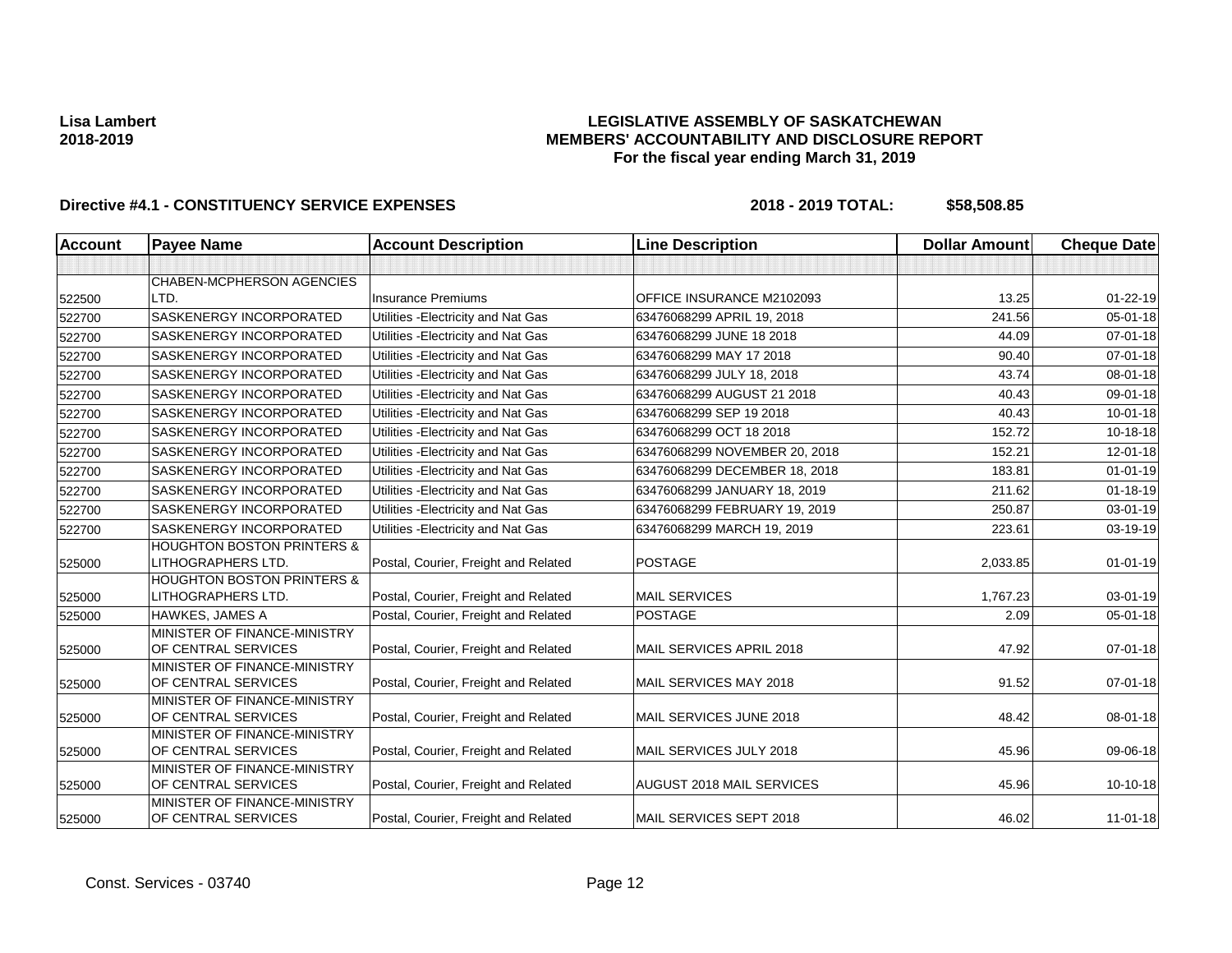**Lisa Lambert**
**2018-2019**

**LEGISLATIVE ASSEMBLY OF SASKATCHEWAN**
**MEMBERS' ACCOUNTABILITY AND DISCLOSURE REPORT**
**For the fiscal year ending March 31, 2019**

**Directive #4.1 - CONSTITUENCY SERVICE EXPENSES** **2018 - 2019 TOTAL: $58,508.85**

| Account | Payee Name | Account Description | Line Description | Dollar Amount | Cheque Date |
|---|---|---|---|---|---|
| | | | | | |
| 522500 | CHABEN-MCPHERSON AGENCIES LTD. | Insurance Premiums | OFFICE INSURANCE M2102093 | 13.25 | 01-22-19 |
| 522700 | SASKENERGY INCORPORATED | Utilities -Electricity and Nat Gas | 63476068299 APRIL 19, 2018 | 241.56 | 05-01-18 |
| 522700 | SASKENERGY INCORPORATED | Utilities -Electricity and Nat Gas | 63476068299 JUNE 18 2018 | 44.09 | 07-01-18 |
| 522700 | SASKENERGY INCORPORATED | Utilities -Electricity and Nat Gas | 63476068299 MAY 17 2018 | 90.40 | 07-01-18 |
| 522700 | SASKENERGY INCORPORATED | Utilities -Electricity and Nat Gas | 63476068299 JULY 18, 2018 | 43.74 | 08-01-18 |
| 522700 | SASKENERGY INCORPORATED | Utilities -Electricity and Nat Gas | 63476068299 AUGUST 21 2018 | 40.43 | 09-01-18 |
| 522700 | SASKENERGY INCORPORATED | Utilities -Electricity and Nat Gas | 63476068299 SEP 19 2018 | 40.43 | 10-01-18 |
| 522700 | SASKENERGY INCORPORATED | Utilities -Electricity and Nat Gas | 63476068299 OCT 18 2018 | 152.72 | 10-18-18 |
| 522700 | SASKENERGY INCORPORATED | Utilities -Electricity and Nat Gas | 63476068299 NOVEMBER 20, 2018 | 152.21 | 12-01-18 |
| 522700 | SASKENERGY INCORPORATED | Utilities -Electricity and Nat Gas | 63476068299 DECEMBER 18, 2018 | 183.81 | 01-01-19 |
| 522700 | SASKENERGY INCORPORATED | Utilities -Electricity and Nat Gas | 63476068299 JANUARY 18, 2019 | 211.62 | 01-18-19 |
| 522700 | SASKENERGY INCORPORATED | Utilities -Electricity and Nat Gas | 63476068299 FEBRUARY 19, 2019 | 250.87 | 03-01-19 |
| 522700 | SASKENERGY INCORPORATED | Utilities -Electricity and Nat Gas | 63476068299 MARCH 19, 2019 | 223.61 | 03-19-19 |
| 525000 | HOUGHTON BOSTON PRINTERS & LITHOGRAPHERS LTD. | Postal, Courier, Freight and Related | POSTAGE | 2,033.85 | 01-01-19 |
| 525000 | HOUGHTON BOSTON PRINTERS & LITHOGRAPHERS LTD. | Postal, Courier, Freight and Related | MAIL SERVICES | 1,767.23 | 03-01-19 |
| 525000 | HAWKES, JAMES A | Postal, Courier, Freight and Related | POSTAGE | 2.09 | 05-01-18 |
| 525000 | MINISTER OF FINANCE-MINISTRY OF CENTRAL SERVICES | Postal, Courier, Freight and Related | MAIL SERVICES APRIL 2018 | 47.92 | 07-01-18 |
| 525000 | MINISTER OF FINANCE-MINISTRY OF CENTRAL SERVICES | Postal, Courier, Freight and Related | MAIL SERVICES MAY 2018 | 91.52 | 07-01-18 |
| 525000 | MINISTER OF FINANCE-MINISTRY OF CENTRAL SERVICES | Postal, Courier, Freight and Related | MAIL SERVICES JUNE 2018 | 48.42 | 08-01-18 |
| 525000 | MINISTER OF FINANCE-MINISTRY OF CENTRAL SERVICES | Postal, Courier, Freight and Related | MAIL SERVICES JULY 2018 | 45.96 | 09-06-18 |
| 525000 | MINISTER OF FINANCE-MINISTRY OF CENTRAL SERVICES | Postal, Courier, Freight and Related | AUGUST 2018 MAIL SERVICES | 45.96 | 10-10-18 |
| 525000 | MINISTER OF FINANCE-MINISTRY OF CENTRAL SERVICES | Postal, Courier, Freight and Related | MAIL SERVICES SEPT 2018 | 46.02 | 11-01-18 |

Const. Services - 03740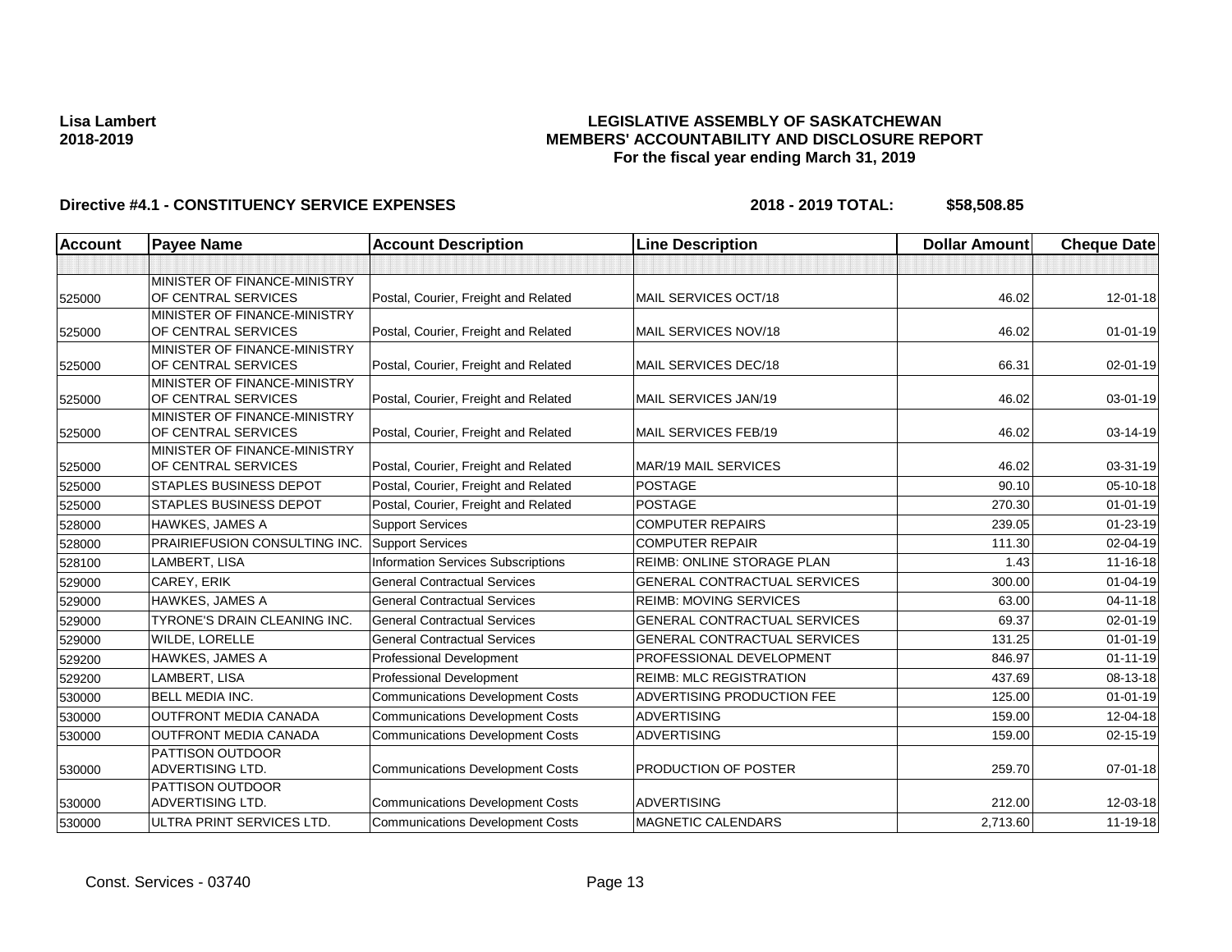**Lisa Lambert**
**2018-2019**

# LEGISLATIVE ASSEMBLY OF SASKATCHEWAN
## MEMBERS' ACCOUNTABILITY AND DISCLOSURE REPORT
### For the fiscal year ending March 31, 2019

**Directive #4.1 - CONSTITUENCY SERVICE EXPENSES** **2018 - 2019 TOTAL: $58,508.85**

| Account | Payee Name | Account Description | Line Description | Dollar Amount | Cheque Date |
|---|---|---|---|---|---|
| | | | | | |
| 525000 | MINISTER OF FINANCE-MINISTRY OF CENTRAL SERVICES | Postal, Courier, Freight and Related | MAIL SERVICES OCT/18 | 46.02 | 12-01-18 |
| 525000 | MINISTER OF FINANCE-MINISTRY OF CENTRAL SERVICES | Postal, Courier, Freight and Related | MAIL SERVICES NOV/18 | 46.02 | 01-01-19 |
| 525000 | MINISTER OF FINANCE-MINISTRY OF CENTRAL SERVICES | Postal, Courier, Freight and Related | MAIL SERVICES DEC/18 | 66.31 | 02-01-19 |
| 525000 | MINISTER OF FINANCE-MINISTRY OF CENTRAL SERVICES | Postal, Courier, Freight and Related | MAIL SERVICES JAN/19 | 46.02 | 03-01-19 |
| 525000 | MINISTER OF FINANCE-MINISTRY OF CENTRAL SERVICES | Postal, Courier, Freight and Related | MAIL SERVICES FEB/19 | 46.02 | 03-14-19 |
| 525000 | MINISTER OF FINANCE-MINISTRY OF CENTRAL SERVICES | Postal, Courier, Freight and Related | MAR/19 MAIL SERVICES | 46.02 | 03-31-19 |
| 525000 | STAPLES BUSINESS DEPOT | Postal, Courier, Freight and Related | POSTAGE | 90.10 | 05-10-18 |
| 525000 | STAPLES BUSINESS DEPOT | Postal, Courier, Freight and Related | POSTAGE | 270.30 | 01-01-19 |
| 528000 | HAWKES, JAMES A | Support Services | COMPUTER REPAIRS | 239.05 | 01-23-19 |
| 528000 | PRAIRIEFUSION CONSULTING INC. | Support Services | COMPUTER REPAIR | 111.30 | 02-04-19 |
| 528100 | LAMBERT, LISA | Information Services Subscriptions | REIMB: ONLINE STORAGE PLAN | 1.43 | 11-16-18 |
| 529000 | CAREY, ERIK | General Contractual Services | GENERAL CONTRACTUAL SERVICES | 300.00 | 01-04-19 |
| 529000 | HAWKES, JAMES A | General Contractual Services | REIMB: MOVING SERVICES | 63.00 | 04-11-18 |
| 529000 | TYRONE'S DRAIN CLEANING INC. | General Contractual Services | GENERAL CONTRACTUAL SERVICES | 69.37 | 02-01-19 |
| 529000 | WILDE, LORELLE | General Contractual Services | GENERAL CONTRACTUAL SERVICES | 131.25 | 01-01-19 |
| 529200 | HAWKES, JAMES A | Professional Development | PROFESSIONAL DEVELOPMENT | 846.97 | 01-11-19 |
| 529200 | LAMBERT, LISA | Professional Development | REIMB: MLC REGISTRATION | 437.69 | 08-13-18 |
| 530000 | BELL MEDIA INC. | Communications Development Costs | ADVERTISING PRODUCTION FEE | 125.00 | 01-01-19 |
| 530000 | OUTFRONT MEDIA CANADA | Communications Development Costs | ADVERTISING | 159.00 | 12-04-18 |
| 530000 | OUTFRONT MEDIA CANADA | Communications Development Costs | ADVERTISING | 159.00 | 02-15-19 |
| 530000 | PATTISON OUTDOOR ADVERTISING LTD. | Communications Development Costs | PRODUCTION OF POSTER | 259.70 | 07-01-18 |
| 530000 | PATTISON OUTDOOR ADVERTISING LTD. | Communications Development Costs | ADVERTISING | 212.00 | 12-03-18 |
| 530000 | ULTRA PRINT SERVICES LTD. | Communications Development Costs | MAGNETIC CALENDARS | 2,713.60 | 11-19-18 |

Const. Services - 03740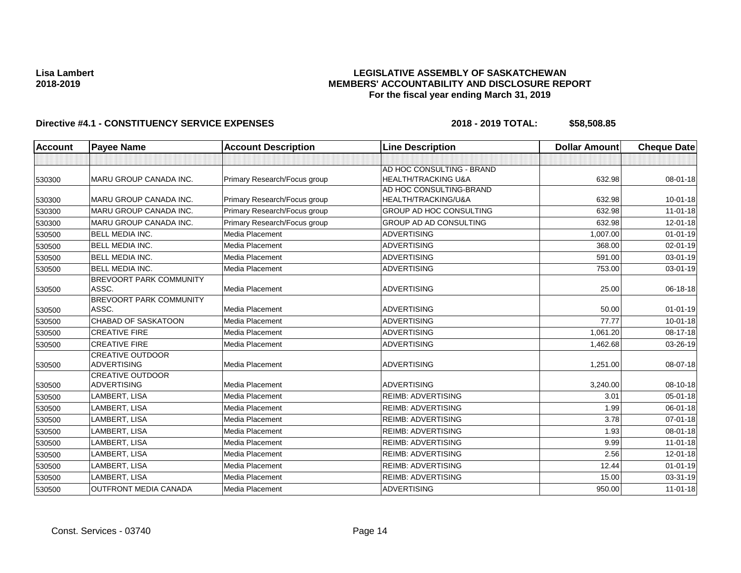**Lisa Lambert**
**2018-2019**

**LEGISLATIVE ASSEMBLY OF SASKATCHEWAN**
**MEMBERS' ACCOUNTABILITY AND DISCLOSURE REPORT**
**For the fiscal year ending March 31, 2019**

**Directive #4.1 - CONSTITUENCY SERVICE EXPENSES** **2018 - 2019 TOTAL: $58,508.85**

| Account | Payee Name | Account Description | Line Description | Dollar Amount | Cheque Date |
|---|---|---|---|---|---|
| | | | | | |
| 530300 | MARU GROUP CANADA INC. | Primary Research/Focus group | AD HOC CONSULTING - BRAND HEALTH/TRACKING U&A | 632.98 | 08-01-18 |
| 530300 | MARU GROUP CANADA INC. | Primary Research/Focus group | AD HOC CONSULTING-BRAND HEALTH/TRACKING/U&A | 632.98 | 10-01-18 |
| 530300 | MARU GROUP CANADA INC. | Primary Research/Focus group | GROUP AD HOC CONSULTING | 632.98 | 11-01-18 |
| 530300 | MARU GROUP CANADA INC. | Primary Research/Focus group | GROUP AD AD CONSULTING | 632.98 | 12-01-18 |
| 530500 | BELL MEDIA INC. | Media Placement | ADVERTISING | 1,007.00 | 01-01-19 |
| 530500 | BELL MEDIA INC. | Media Placement | ADVERTISING | 368.00 | 02-01-19 |
| 530500 | BELL MEDIA INC. | Media Placement | ADVERTISING | 591.00 | 03-01-19 |
| 530500 | BELL MEDIA INC. | Media Placement | ADVERTISING | 753.00 | 03-01-19 |
| 530500 | BREVOORT PARK COMMUNITY ASSC. | Media Placement | ADVERTISING | 25.00 | 06-18-18 |
| 530500 | BREVOORT PARK COMMUNITY ASSC. | Media Placement | ADVERTISING | 50.00 | 01-01-19 |
| 530500 | CHABAD OF SASKATOON | Media Placement | ADVERTISING | 77.77 | 10-01-18 |
| 530500 | CREATIVE FIRE | Media Placement | ADVERTISING | 1,061.20 | 08-17-18 |
| 530500 | CREATIVE FIRE | Media Placement | ADVERTISING | 1,462.68 | 03-26-19 |
| 530500 | CREATIVE OUTDOOR ADVERTISING | Media Placement | ADVERTISING | 1,251.00 | 08-07-18 |
| 530500 | CREATIVE OUTDOOR ADVERTISING | Media Placement | ADVERTISING | 3,240.00 | 08-10-18 |
| 530500 | LAMBERT, LISA | Media Placement | REIMB: ADVERTISING | 3.01 | 05-01-18 |
| 530500 | LAMBERT, LISA | Media Placement | REIMB: ADVERTISING | 1.99 | 06-01-18 |
| 530500 | LAMBERT, LISA | Media Placement | REIMB: ADVERTISING | 3.78 | 07-01-18 |
| 530500 | LAMBERT, LISA | Media Placement | REIMB: ADVERTISING | 1.93 | 08-01-18 |
| 530500 | LAMBERT, LISA | Media Placement | REIMB: ADVERTISING | 9.99 | 11-01-18 |
| 530500 | LAMBERT, LISA | Media Placement | REIMB: ADVERTISING | 2.56 | 12-01-18 |
| 530500 | LAMBERT, LISA | Media Placement | REIMB: ADVERTISING | 12.44 | 01-01-19 |
| 530500 | LAMBERT, LISA | Media Placement | REIMB: ADVERTISING | 15.00 | 03-31-19 |
| 530500 | OUTFRONT MEDIA CANADA | Media Placement | ADVERTISING | 950.00 | 11-01-18 |

Const. Services - 03740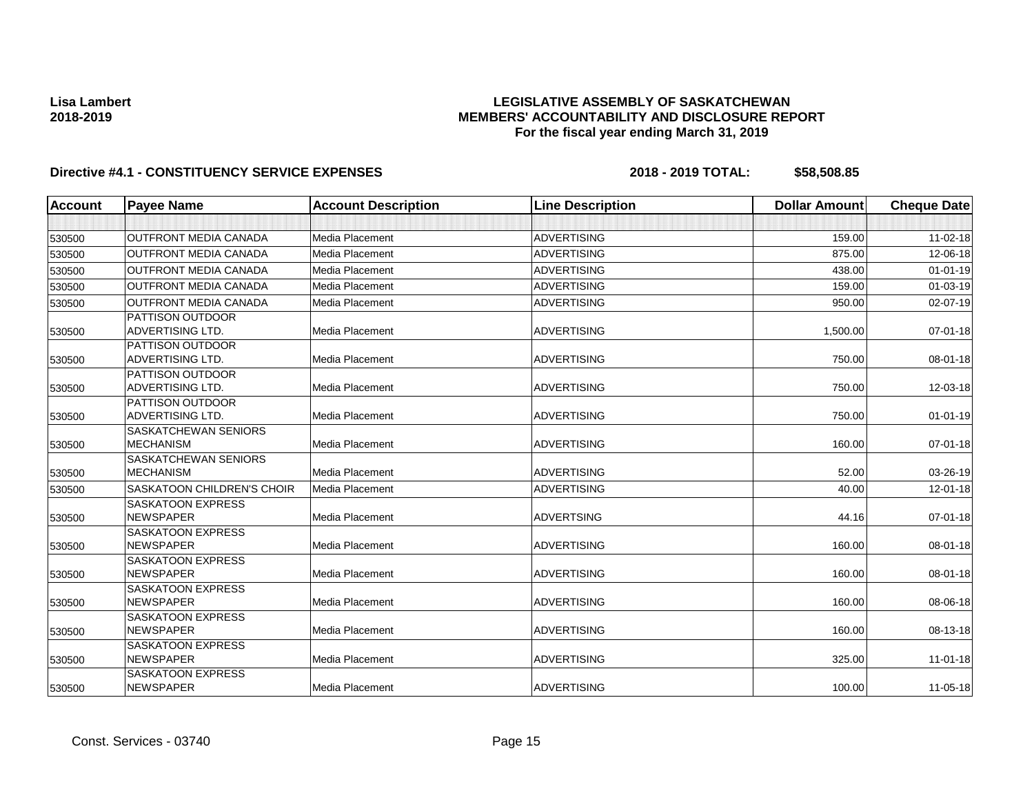**Lisa Lambert**
**2018-2019**

**LEGISLATIVE ASSEMBLY OF SASKATCHEWAN**
**MEMBERS' ACCOUNTABILITY AND DISCLOSURE REPORT**
**For the fiscal year ending March 31, 2019**

**Directive #4.1 - CONSTITUENCY SERVICE EXPENSES** **2018 - 2019 TOTAL: $58,508.85**

| Account | Payee Name | Account Description | Line Description | Dollar Amount | Cheque Date |
|---|---|---|---|---|---|
| | | | | | |
| 530500 | OUTFRONT MEDIA CANADA | Media Placement | ADVERTISING | 159.00 | 11-02-18 |
| 530500 | OUTFRONT MEDIA CANADA | Media Placement | ADVERTISING | 875.00 | 12-06-18 |
| 530500 | OUTFRONT MEDIA CANADA | Media Placement | ADVERTISING | 438.00 | 01-01-19 |
| 530500 | OUTFRONT MEDIA CANADA | Media Placement | ADVERTISING | 159.00 | 01-03-19 |
| 530500 | OUTFRONT MEDIA CANADA | Media Placement | ADVERTISING | 950.00 | 02-07-19 |
| 530500 | PATTISON OUTDOOR ADVERTISING LTD. | Media Placement | ADVERTISING | 1,500.00 | 07-01-18 |
| 530500 | PATTISON OUTDOOR ADVERTISING LTD. | Media Placement | ADVERTISING | 750.00 | 08-01-18 |
| 530500 | PATTISON OUTDOOR ADVERTISING LTD. | Media Placement | ADVERTISING | 750.00 | 12-03-18 |
| 530500 | PATTISON OUTDOOR ADVERTISING LTD. | Media Placement | ADVERTISING | 750.00 | 01-01-19 |
| 530500 | SASKATCHEWAN SENIORS MECHANISM | Media Placement | ADVERTISING | 160.00 | 07-01-18 |
| 530500 | SASKATCHEWAN SENIORS MECHANISM | Media Placement | ADVERTISING | 52.00 | 03-26-19 |
| 530500 | SASKATOON CHILDREN'S CHOIR | Media Placement | ADVERTISING | 40.00 | 12-01-18 |
| 530500 | SASKATOON EXPRESS NEWSPAPER | Media Placement | ADVERTSING | 44.16 | 07-01-18 |
| 530500 | SASKATOON EXPRESS NEWSPAPER | Media Placement | ADVERTISING | 160.00 | 08-01-18 |
| 530500 | SASKATOON EXPRESS NEWSPAPER | Media Placement | ADVERTISING | 160.00 | 08-01-18 |
| 530500 | SASKATOON EXPRESS NEWSPAPER | Media Placement | ADVERTISING | 160.00 | 08-06-18 |
| 530500 | SASKATOON EXPRESS NEWSPAPER | Media Placement | ADVERTISING | 160.00 | 08-13-18 |
| 530500 | SASKATOON EXPRESS NEWSPAPER | Media Placement | ADVERTISING | 325.00 | 11-01-18 |
| 530500 | SASKATOON EXPRESS NEWSPAPER | Media Placement | ADVERTISING | 100.00 | 11-05-18 |

Const. Services - 03740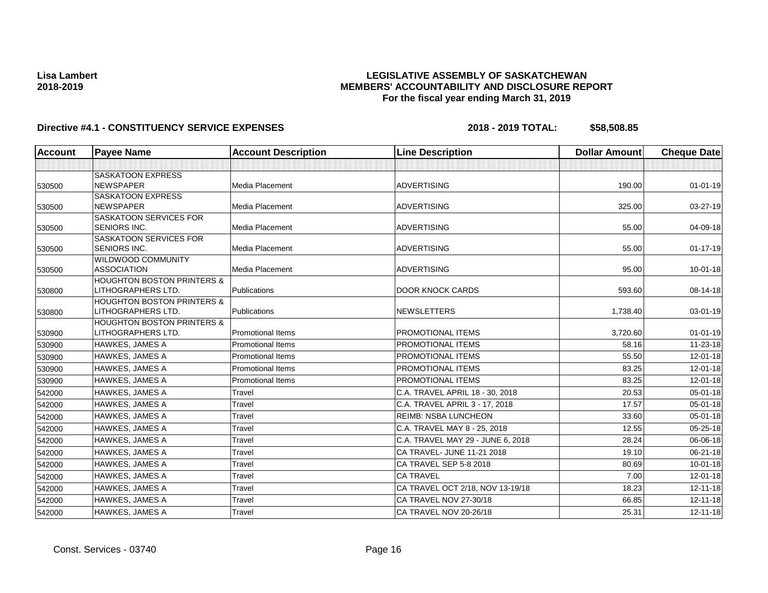**Lisa Lambert**
**2018-2019**

**LEGISLATIVE ASSEMBLY OF SASKATCHEWAN**
**MEMBERS' ACCOUNTABILITY AND DISCLOSURE REPORT**
**For the fiscal year ending March 31, 2019**

**Directive #4.1 - CONSTITUENCY SERVICE EXPENSES** **2018 - 2019 TOTAL: $58,508.85**

| Account | Payee Name | Account Description | Line Description | Dollar Amount | Cheque Date |
|---|---|---|---|---|---|
| | | | | | |
| 530500 | SASKATOON EXPRESS NEWSPAPER | Media Placement | ADVERTISING | 190.00 | 01-01-19 |
| 530500 | SASKATOON EXPRESS NEWSPAPER | Media Placement | ADVERTISING | 325.00 | 03-27-19 |
| 530500 | SASKATOON SERVICES FOR SENIORS INC. | Media Placement | ADVERTISING | 55.00 | 04-09-18 |
| 530500 | SASKATOON SERVICES FOR SENIORS INC. | Media Placement | ADVERTISING | 55.00 | 01-17-19 |
| 530500 | WILDWOOD COMMUNITY ASSOCIATION | Media Placement | ADVERTISING | 95.00 | 10-01-18 |
| 530800 | HOUGHTON BOSTON PRINTERS & LITHOGRAPHERS LTD. | Publications | DOOR KNOCK CARDS | 593.60 | 08-14-18 |
| 530800 | HOUGHTON BOSTON PRINTERS & LITHOGRAPHERS LTD. | Publications | NEWSLETTERS | 1,738.40 | 03-01-19 |
| 530900 | HOUGHTON BOSTON PRINTERS & LITHOGRAPHERS LTD. | Promotional Items | PROMOTIONAL ITEMS | 3,720.60 | 01-01-19 |
| 530900 | HAWKES, JAMES A | Promotional Items | PROMOTIONAL ITEMS | 58.16 | 11-23-18 |
| 530900 | HAWKES, JAMES A | Promotional Items | PROMOTIONAL ITEMS | 55.50 | 12-01-18 |
| 530900 | HAWKES, JAMES A | Promotional Items | PROMOTIONAL ITEMS | 83.25 | 12-01-18 |
| 530900 | HAWKES, JAMES A | Promotional Items | PROMOTIONAL ITEMS | 83.25 | 12-01-18 |
| 542000 | HAWKES, JAMES A | Travel | C.A. TRAVEL APRIL 18 - 30, 2018 | 20.53 | 05-01-18 |
| 542000 | HAWKES, JAMES A | Travel | C.A. TRAVEL APRIL 3 - 17, 2018 | 17.57 | 05-01-18 |
| 542000 | HAWKES, JAMES A | Travel | REIMB: NSBA LUNCHEON | 33.60 | 05-01-18 |
| 542000 | HAWKES, JAMES A | Travel | C.A. TRAVEL MAY 8 - 25, 2018 | 12.55 | 05-25-18 |
| 542000 | HAWKES, JAMES A | Travel | C.A. TRAVEL MAY 29 - JUNE 6, 2018 | 28.24 | 06-06-18 |
| 542000 | HAWKES, JAMES A | Travel | CA TRAVEL- JUNE 11-21 2018 | 19.10 | 06-21-18 |
| 542000 | HAWKES, JAMES A | Travel | CA TRAVEL SEP 5-8 2018 | 80.69 | 10-01-18 |
| 542000 | HAWKES, JAMES A | Travel | CA TRAVEL | 7.00 | 12-01-18 |
| 542000 | HAWKES, JAMES A | Travel | CA TRAVEL OCT 2/18, NOV 13-19/18 | 18.23 | 12-11-18 |
| 542000 | HAWKES, JAMES A | Travel | CA TRAVEL NOV 27-30/18 | 66.85 | 12-11-18 |
| 542000 | HAWKES, JAMES A | Travel | CA TRAVEL NOV 20-26/18 | 25.31 | 12-11-18 |

Const. Services - 03740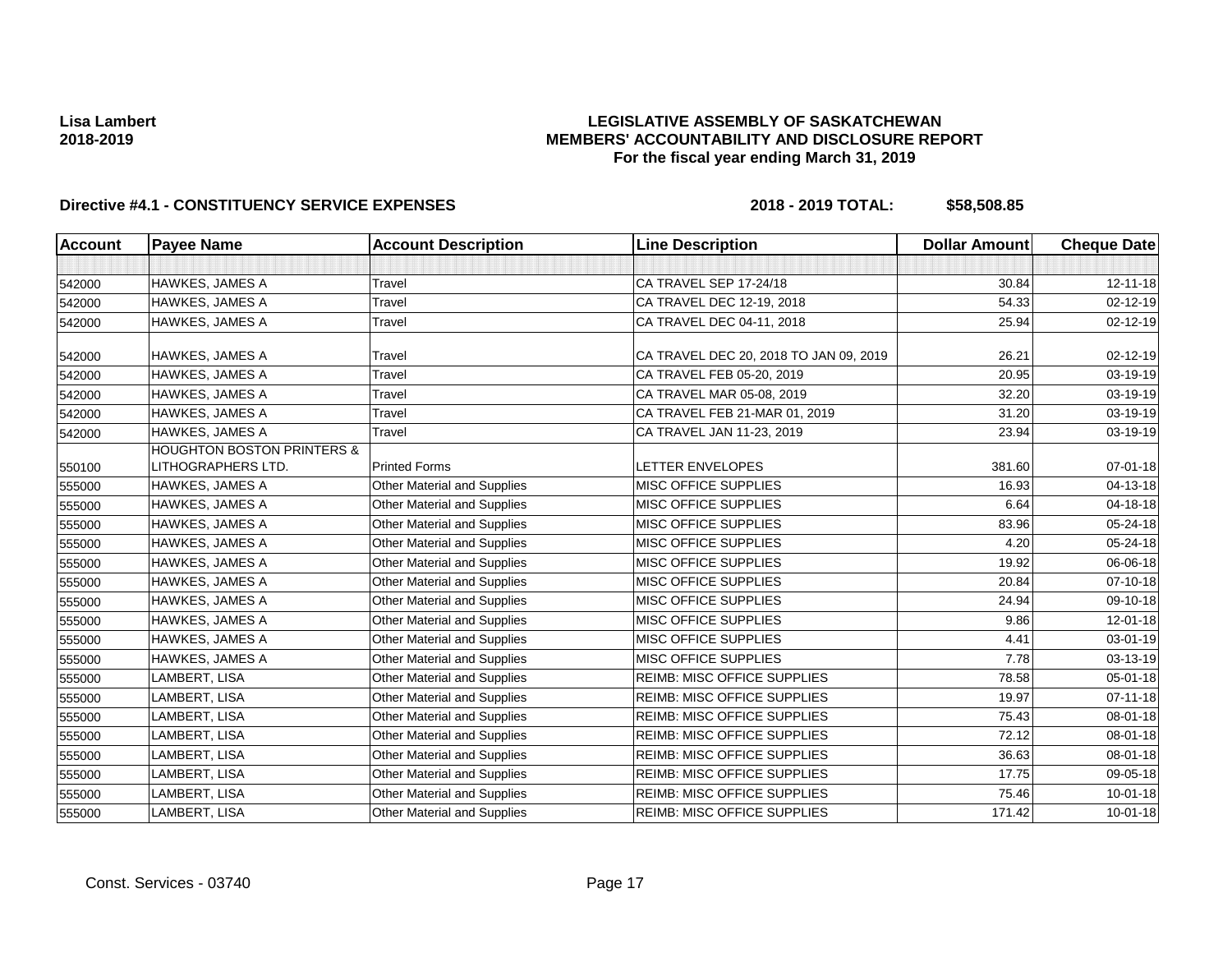**Lisa Lambert**
**2018-2019**

**LEGISLATIVE ASSEMBLY OF SASKATCHEWAN**
**MEMBERS' ACCOUNTABILITY AND DISCLOSURE REPORT**
**For the fiscal year ending March 31, 2019**

**Directive #4.1 - CONSTITUENCY SERVICE EXPENSES** **2018 - 2019 TOTAL: $58,508.85**

| Account | Payee Name | Account Description | Line Description | Dollar Amount | Cheque Date |
|---|---|---|---|---|---|
| | | | | | |
| 542000 | HAWKES, JAMES A | Travel | CA TRAVEL SEP 17-24/18 | 30.84 | 12-11-18 |
| 542000 | HAWKES, JAMES A | Travel | CA TRAVEL DEC 12-19, 2018 | 54.33 | 02-12-19 |
| 542000 | HAWKES, JAMES A | Travel | CA TRAVEL DEC 04-11, 2018 | 25.94 | 02-12-19 |
| 542000 | HAWKES, JAMES A | Travel | CA TRAVEL DEC 20, 2018 TO JAN 09, 2019 | 26.21 | 02-12-19 |
| 542000 | HAWKES, JAMES A | Travel | CA TRAVEL FEB 05-20, 2019 | 20.95 | 03-19-19 |
| 542000 | HAWKES, JAMES A | Travel | CA TRAVEL MAR 05-08, 2019 | 32.20 | 03-19-19 |
| 542000 | HAWKES, JAMES A | Travel | CA TRAVEL FEB 21-MAR 01, 2019 | 31.20 | 03-19-19 |
| 542000 | HAWKES, JAMES A | Travel | CA TRAVEL JAN 11-23, 2019 | 23.94 | 03-19-19 |
| 550100 | HOUGHTON BOSTON PRINTERS & LITHOGRAPHERS LTD. | Printed Forms | LETTER ENVELOPES | 381.60 | 07-01-18 |
| 555000 | HAWKES, JAMES A | Other Material and Supplies | MISC OFFICE SUPPLIES | 16.93 | 04-13-18 |
| 555000 | HAWKES, JAMES A | Other Material and Supplies | MISC OFFICE SUPPLIES | 6.64 | 04-18-18 |
| 555000 | HAWKES, JAMES A | Other Material and Supplies | MISC OFFICE SUPPLIES | 83.96 | 05-24-18 |
| 555000 | HAWKES, JAMES A | Other Material and Supplies | MISC OFFICE SUPPLIES | 4.20 | 05-24-18 |
| 555000 | HAWKES, JAMES A | Other Material and Supplies | MISC OFFICE SUPPLIES | 19.92 | 06-06-18 |
| 555000 | HAWKES, JAMES A | Other Material and Supplies | MISC OFFICE SUPPLIES | 20.84 | 07-10-18 |
| 555000 | HAWKES, JAMES A | Other Material and Supplies | MISC OFFICE SUPPLIES | 24.94 | 09-10-18 |
| 555000 | HAWKES, JAMES A | Other Material and Supplies | MISC OFFICE SUPPLIES | 9.86 | 12-01-18 |
| 555000 | HAWKES, JAMES A | Other Material and Supplies | MISC OFFICE SUPPLIES | 4.41 | 03-01-19 |
| 555000 | HAWKES, JAMES A | Other Material and Supplies | MISC OFFICE SUPPLIES | 7.78 | 03-13-19 |
| 555000 | LAMBERT, LISA | Other Material and Supplies | REIMB: MISC OFFICE SUPPLIES | 78.58 | 05-01-18 |
| 555000 | LAMBERT, LISA | Other Material and Supplies | REIMB: MISC OFFICE SUPPLIES | 19.97 | 07-11-18 |
| 555000 | LAMBERT, LISA | Other Material and Supplies | REIMB: MISC OFFICE SUPPLIES | 75.43 | 08-01-18 |
| 555000 | LAMBERT, LISA | Other Material and Supplies | REIMB: MISC OFFICE SUPPLIES | 72.12 | 08-01-18 |
| 555000 | LAMBERT, LISA | Other Material and Supplies | REIMB: MISC OFFICE SUPPLIES | 36.63 | 08-01-18 |
| 555000 | LAMBERT, LISA | Other Material and Supplies | REIMB: MISC OFFICE SUPPLIES | 17.75 | 09-05-18 |
| 555000 | LAMBERT, LISA | Other Material and Supplies | REIMB: MISC OFFICE SUPPLIES | 75.46 | 10-01-18 |
| 555000 | LAMBERT, LISA | Other Material and Supplies | REIMB: MISC OFFICE SUPPLIES | 171.42 | 10-01-18 |

Const. Services - 03740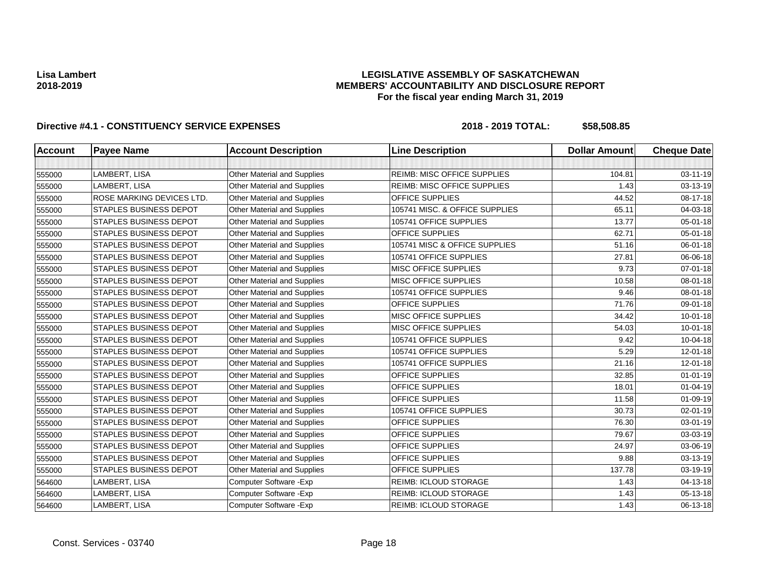**Lisa Lambert**
**2018-2019**

# LEGISLATIVE ASSEMBLY OF SASKATCHEWAN
## MEMBERS' ACCOUNTABILITY AND DISCLOSURE REPORT
### For the fiscal year ending March 31, 2019

**Directive #4.1 - CONSTITUENCY SERVICE EXPENSES** **2018 - 2019 TOTAL: $58,508.85**

| Account | Payee Name | Account Description | Line Description | Dollar Amount | Cheque Date |
|---|---|---|---|---|---|
| | | | | | |
| 555000 | LAMBERT, LISA | Other Material and Supplies | REIMB: MISC OFFICE SUPPLIES | 104.81 | 03-11-19 |
| 555000 | LAMBERT, LISA | Other Material and Supplies | REIMB: MISC OFFICE SUPPLIES | 1.43 | 03-13-19 |
| 555000 | ROSE MARKING DEVICES LTD. | Other Material and Supplies | OFFICE SUPPLIES | 44.52 | 08-17-18 |
| 555000 | STAPLES BUSINESS DEPOT | Other Material and Supplies | 105741 MISC. & OFFICE SUPPLIES | 65.11 | 04-03-18 |
| 555000 | STAPLES BUSINESS DEPOT | Other Material and Supplies | 105741 OFFICE SUPPLIES | 13.77 | 05-01-18 |
| 555000 | STAPLES BUSINESS DEPOT | Other Material and Supplies | OFFICE SUPPLIES | 62.71 | 05-01-18 |
| 555000 | STAPLES BUSINESS DEPOT | Other Material and Supplies | 105741 MISC & OFFICE SUPPLIES | 51.16 | 06-01-18 |
| 555000 | STAPLES BUSINESS DEPOT | Other Material and Supplies | 105741 OFFICE SUPPLIES | 27.81 | 06-06-18 |
| 555000 | STAPLES BUSINESS DEPOT | Other Material and Supplies | MISC OFFICE SUPPLIES | 9.73 | 07-01-18 |
| 555000 | STAPLES BUSINESS DEPOT | Other Material and Supplies | MISC OFFICE SUPPLIES | 10.58 | 08-01-18 |
| 555000 | STAPLES BUSINESS DEPOT | Other Material and Supplies | 105741 OFFICE SUPPLIES | 9.46 | 08-01-18 |
| 555000 | STAPLES BUSINESS DEPOT | Other Material and Supplies | OFFICE SUPPLIES | 71.76 | 09-01-18 |
| 555000 | STAPLES BUSINESS DEPOT | Other Material and Supplies | MISC OFFICE SUPPLIES | 34.42 | 10-01-18 |
| 555000 | STAPLES BUSINESS DEPOT | Other Material and Supplies | MISC OFFICE SUPPLIES | 54.03 | 10-01-18 |
| 555000 | STAPLES BUSINESS DEPOT | Other Material and Supplies | 105741 OFFICE SUPPLIES | 9.42 | 10-04-18 |
| 555000 | STAPLES BUSINESS DEPOT | Other Material and Supplies | 105741 OFFICE SUPPLIES | 5.29 | 12-01-18 |
| 555000 | STAPLES BUSINESS DEPOT | Other Material and Supplies | 105741 OFFICE SUPPLIES | 21.16 | 12-01-18 |
| 555000 | STAPLES BUSINESS DEPOT | Other Material and Supplies | OFFICE SUPPLIES | 32.85 | 01-01-19 |
| 555000 | STAPLES BUSINESS DEPOT | Other Material and Supplies | OFFICE SUPPLIES | 18.01 | 01-04-19 |
| 555000 | STAPLES BUSINESS DEPOT | Other Material and Supplies | OFFICE SUPPLIES | 11.58 | 01-09-19 |
| 555000 | STAPLES BUSINESS DEPOT | Other Material and Supplies | 105741 OFFICE SUPPLIES | 30.73 | 02-01-19 |
| 555000 | STAPLES BUSINESS DEPOT | Other Material and Supplies | OFFICE SUPPLIES | 76.30 | 03-01-19 |
| 555000 | STAPLES BUSINESS DEPOT | Other Material and Supplies | OFFICE SUPPLIES | 79.67 | 03-03-19 |
| 555000 | STAPLES BUSINESS DEPOT | Other Material and Supplies | OFFICE SUPPLIES | 24.97 | 03-06-19 |
| 555000 | STAPLES BUSINESS DEPOT | Other Material and Supplies | OFFICE SUPPLIES | 9.88 | 03-13-19 |
| 555000 | STAPLES BUSINESS DEPOT | Other Material and Supplies | OFFICE SUPPLIES | 137.78 | 03-19-19 |
| 564600 | LAMBERT, LISA | Computer Software -Exp | REIMB: ICLOUD STORAGE | 1.43 | 04-13-18 |
| 564600 | LAMBERT, LISA | Computer Software -Exp | REIMB: ICLOUD STORAGE | 1.43 | 05-13-18 |
| 564600 | LAMBERT, LISA | Computer Software -Exp | REIMB: ICLOUD STORAGE | 1.43 | 06-13-18 |

Const. Services - 03740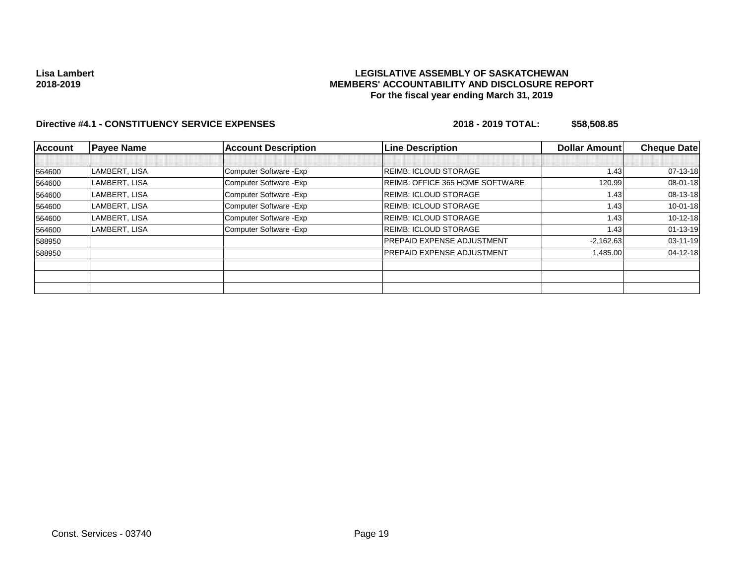**Lisa Lambert**
**2018-2019**

**LEGISLATIVE ASSEMBLY OF SASKATCHEWAN**
**MEMBERS' ACCOUNTABILITY AND DISCLOSURE REPORT**
**For the fiscal year ending March 31, 2019**

**Directive #4.1 - CONSTITUENCY SERVICE EXPENSES** **2018 - 2019 TOTAL: $58,508.85**

| Account | Payee Name | Account Description | Line Description | Dollar Amount | Cheque Date |
|---|---|---|---|---|---|
| | | | | | |
| 564600 | LAMBERT, LISA | Computer Software -Exp | REIMB: ICLOUD STORAGE | 1.43 | 07-13-18 |
| 564600 | LAMBERT, LISA | Computer Software -Exp | REIMB: OFFICE 365 HOME SOFTWARE | 120.99 | 08-01-18 |
| 564600 | LAMBERT, LISA | Computer Software -Exp | REIMB: ICLOUD STORAGE | 1.43 | 08-13-18 |
| 564600 | LAMBERT, LISA | Computer Software -Exp | REIMB: ICLOUD STORAGE | 1.43 | 10-01-18 |
| 564600 | LAMBERT, LISA | Computer Software -Exp | REIMB: ICLOUD STORAGE | 1.43 | 10-12-18 |
| 564600 | LAMBERT, LISA | Computer Software -Exp | REIMB: ICLOUD STORAGE | 1.43 | 01-13-19 |
| 588950 | | | PREPAID EXPENSE ADJUSTMENT | -2,162.63 | 03-11-19 |
| 588950 | | | PREPAID EXPENSE ADJUSTMENT | 1,485.00 | 04-12-18 |
| | | | | | |
| | | | | | |
| | | | | | |

Const. Services - 03740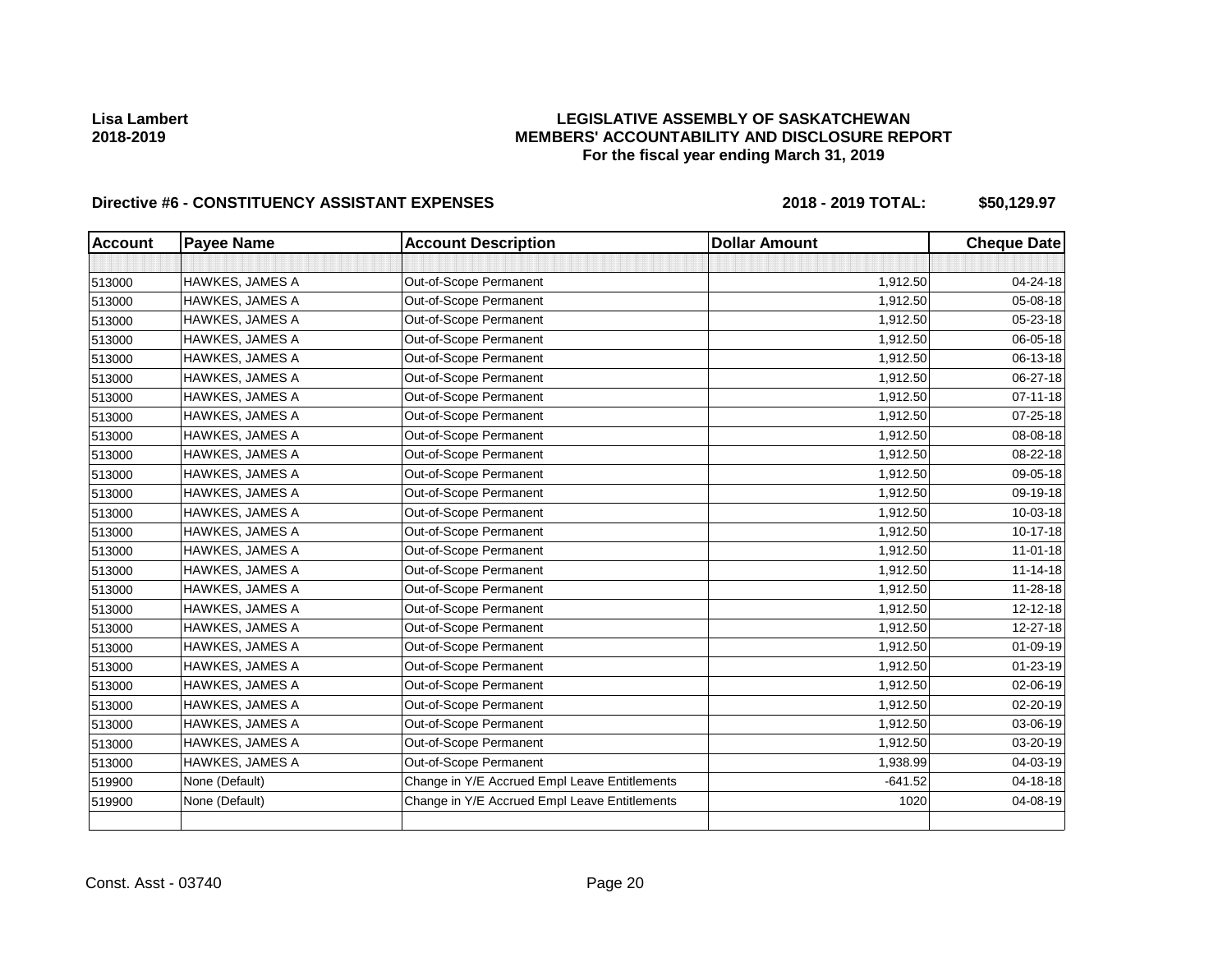**Lisa Lambert**
**2018-2019**

# LEGISLATIVE ASSEMBLY OF SASKATCHEWAN
## MEMBERS' ACCOUNTABILITY AND DISCLOSURE REPORT
### For the fiscal year ending March 31, 2019

**Directive #6 - CONSTITUENCY ASSISTANT EXPENSES** **2018 - 2019 TOTAL: $50,129.97**

| Account | Payee Name | Account Description | Dollar Amount | Cheque Date |
|---|---|---|---|---|
| | | | | |
| 513000 | HAWKES, JAMES A | Out-of-Scope Permanent | 1,912.50 | 04-24-18 |
| 513000 | HAWKES, JAMES A | Out-of-Scope Permanent | 1,912.50 | 05-08-18 |
| 513000 | HAWKES, JAMES A | Out-of-Scope Permanent | 1,912.50 | 05-23-18 |
| 513000 | HAWKES, JAMES A | Out-of-Scope Permanent | 1,912.50 | 06-05-18 |
| 513000 | HAWKES, JAMES A | Out-of-Scope Permanent | 1,912.50 | 06-13-18 |
| 513000 | HAWKES, JAMES A | Out-of-Scope Permanent | 1,912.50 | 06-27-18 |
| 513000 | HAWKES, JAMES A | Out-of-Scope Permanent | 1,912.50 | 07-11-18 |
| 513000 | HAWKES, JAMES A | Out-of-Scope Permanent | 1,912.50 | 07-25-18 |
| 513000 | HAWKES, JAMES A | Out-of-Scope Permanent | 1,912.50 | 08-08-18 |
| 513000 | HAWKES, JAMES A | Out-of-Scope Permanent | 1,912.50 | 08-22-18 |
| 513000 | HAWKES, JAMES A | Out-of-Scope Permanent | 1,912.50 | 09-05-18 |
| 513000 | HAWKES, JAMES A | Out-of-Scope Permanent | 1,912.50 | 09-19-18 |
| 513000 | HAWKES, JAMES A | Out-of-Scope Permanent | 1,912.50 | 10-03-18 |
| 513000 | HAWKES, JAMES A | Out-of-Scope Permanent | 1,912.50 | 10-17-18 |
| 513000 | HAWKES, JAMES A | Out-of-Scope Permanent | 1,912.50 | 11-01-18 |
| 513000 | HAWKES, JAMES A | Out-of-Scope Permanent | 1,912.50 | 11-14-18 |
| 513000 | HAWKES, JAMES A | Out-of-Scope Permanent | 1,912.50 | 11-28-18 |
| 513000 | HAWKES, JAMES A | Out-of-Scope Permanent | 1,912.50 | 12-12-18 |
| 513000 | HAWKES, JAMES A | Out-of-Scope Permanent | 1,912.50 | 12-27-18 |
| 513000 | HAWKES, JAMES A | Out-of-Scope Permanent | 1,912.50 | 01-09-19 |
| 513000 | HAWKES, JAMES A | Out-of-Scope Permanent | 1,912.50 | 01-23-19 |
| 513000 | HAWKES, JAMES A | Out-of-Scope Permanent | 1,912.50 | 02-06-19 |
| 513000 | HAWKES, JAMES A | Out-of-Scope Permanent | 1,912.50 | 02-20-19 |
| 513000 | HAWKES, JAMES A | Out-of-Scope Permanent | 1,912.50 | 03-06-19 |
| 513000 | HAWKES, JAMES A | Out-of-Scope Permanent | 1,912.50 | 03-20-19 |
| 513000 | HAWKES, JAMES A | Out-of-Scope Permanent | 1,938.99 | 04-03-19 |
| 519900 | None (Default) | Change in Y/E Accrued Empl Leave Entitlements | -641.52 | 04-18-18 |
| 519900 | None (Default) | Change in Y/E Accrued Empl Leave Entitlements | 1020 | 04-08-19 |
| | | | | |

Const. Asst - 03740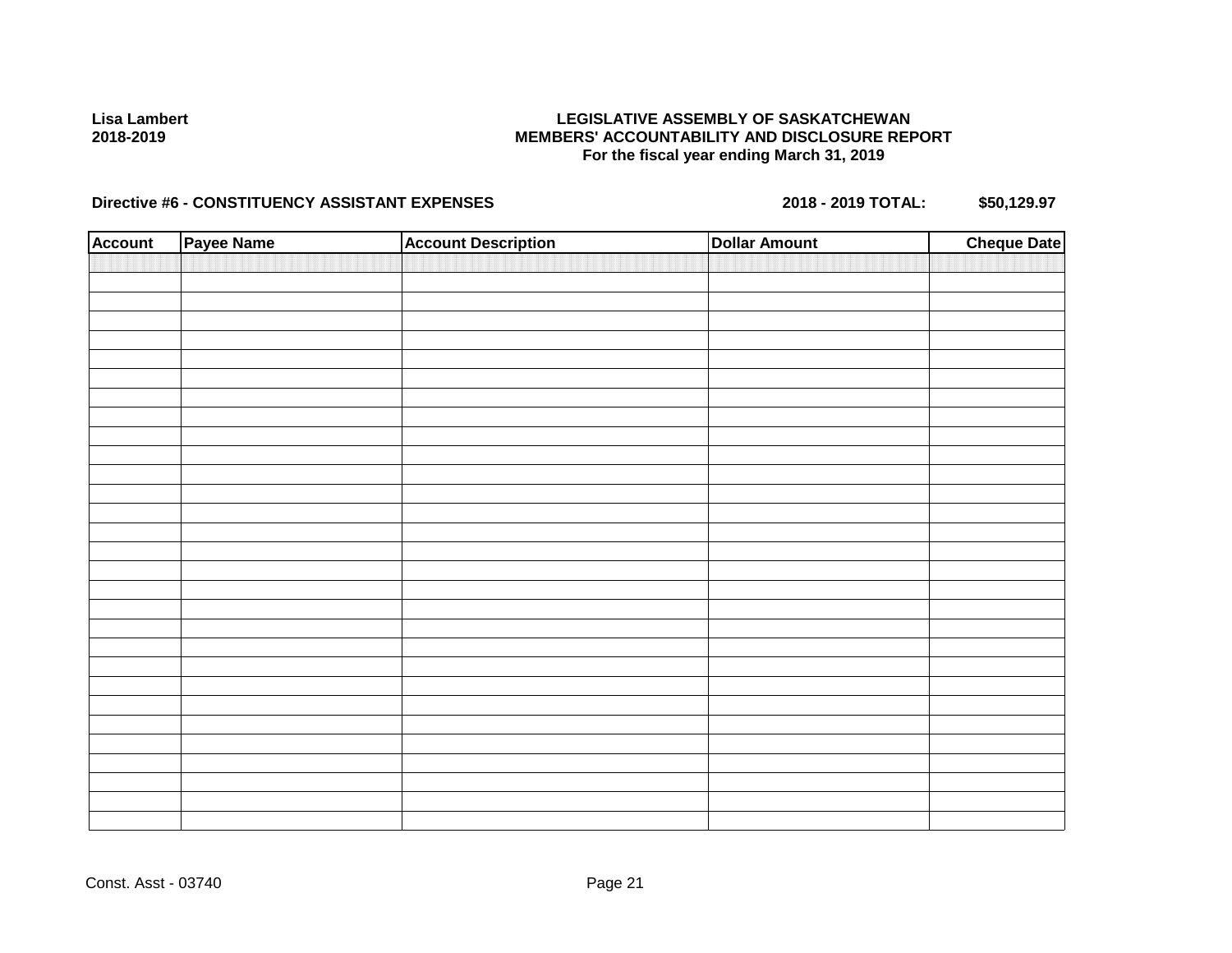**Lisa Lambert**
**2018-2019**

**LEGISLATIVE ASSEMBLY OF SASKATCHEWAN**
**MEMBERS' ACCOUNTABILITY AND DISCLOSURE REPORT**
**For the fiscal year ending March 31, 2019**

**Directive #6 - CONSTITUENCY ASSISTANT EXPENSES** **2018 - 2019 TOTAL: $50,129.97**

| Account | Payee Name | Account Description | Dollar Amount | Cheque Date |
|---|---|---|---|---|
| | | | | |

Const. Asst - 03740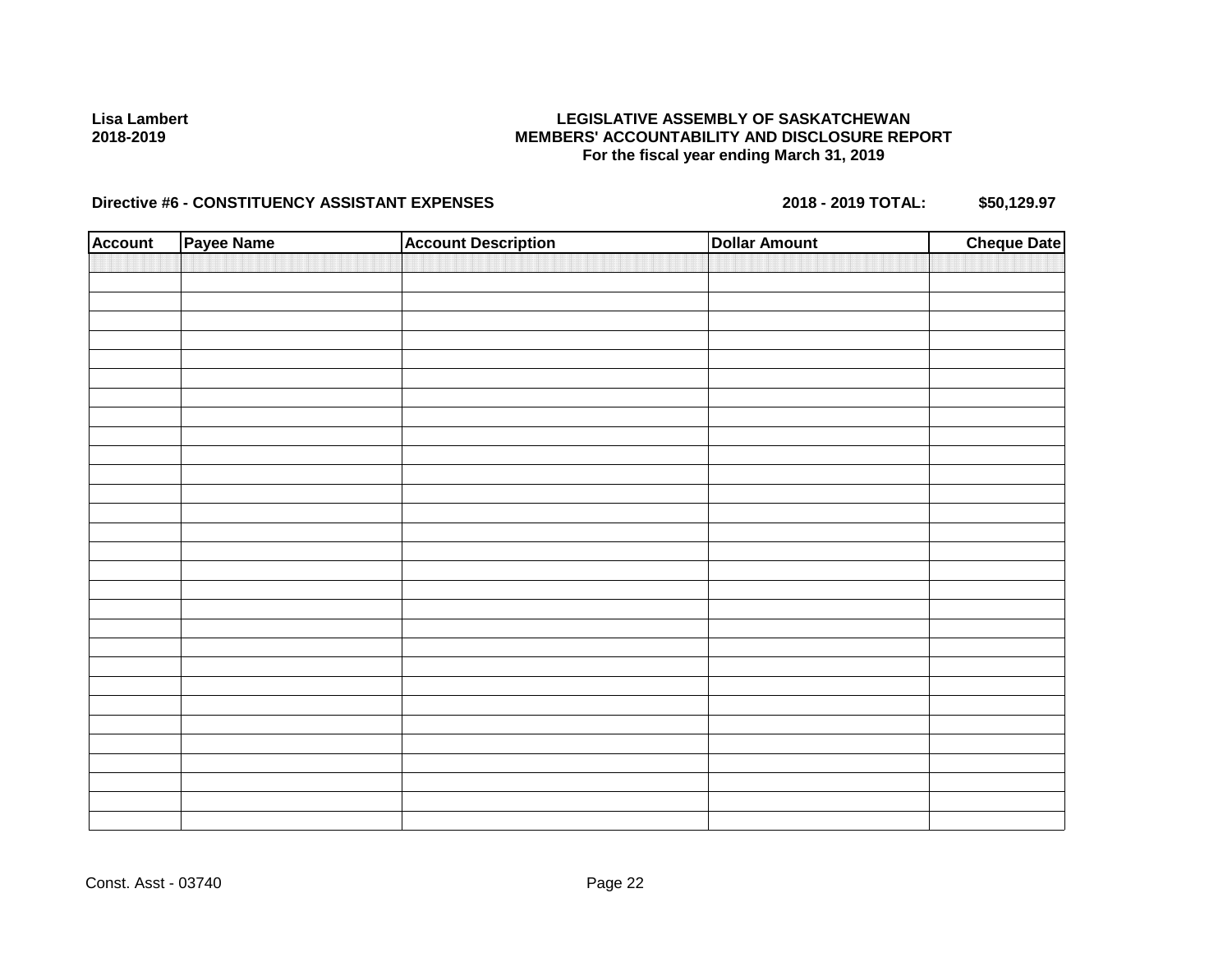**Lisa Lambert**
**2018-2019**

**LEGISLATIVE ASSEMBLY OF SASKATCHEWAN**
**MEMBERS' ACCOUNTABILITY AND DISCLOSURE REPORT**
**For the fiscal year ending March 31, 2019**

**Directive #6 - CONSTITUENCY ASSISTANT EXPENSES** **2018 - 2019 TOTAL: $50,129.97**

| Account | Payee Name | Account Description | Dollar Amount | Cheque Date |
|---|---|---|---|---|
| | | | | |

Const. Asst - 03740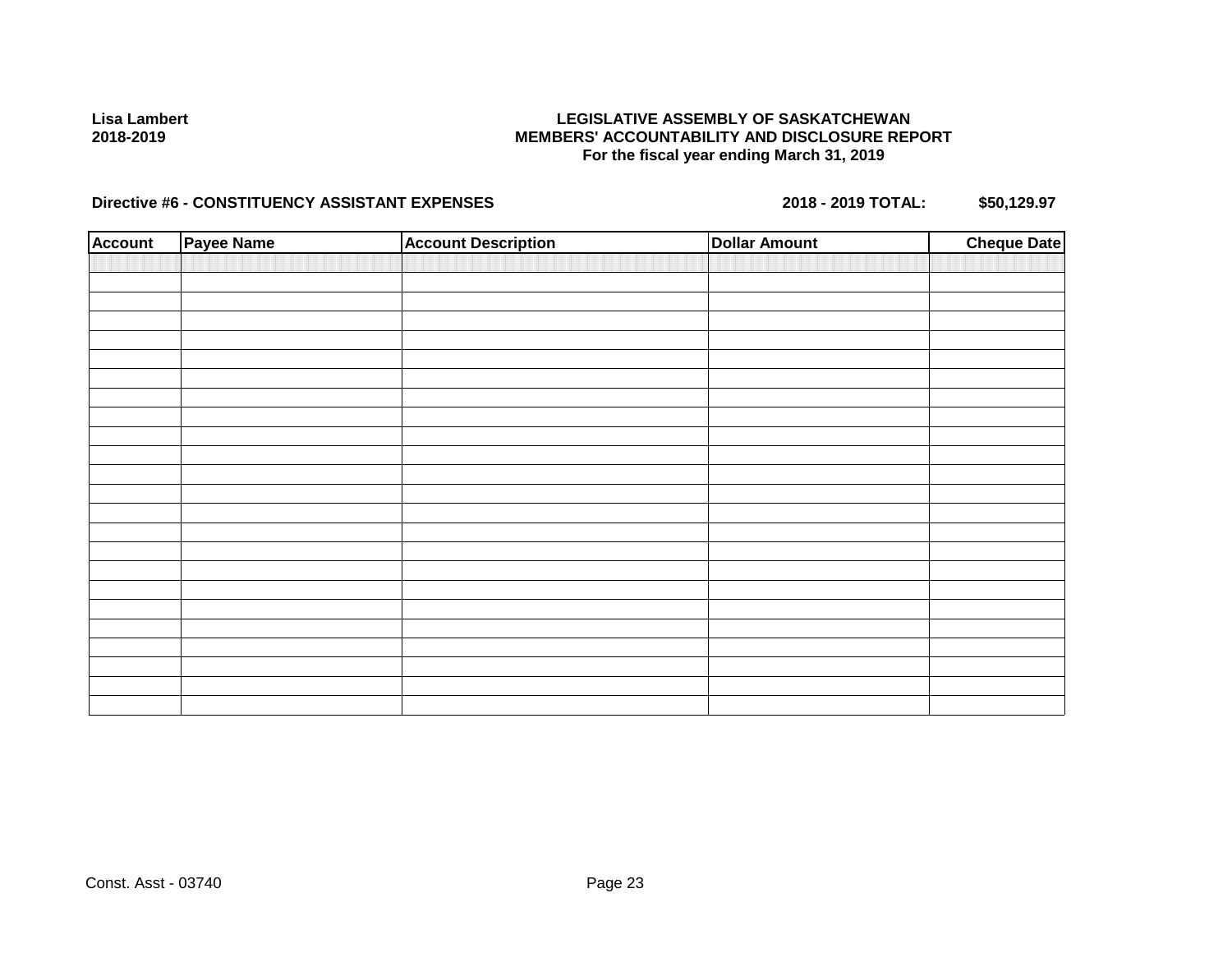Lisa Lambert
2018-2019

**LEGISLATIVE ASSEMBLY OF SASKATCHEWAN**
**MEMBERS' ACCOUNTABILITY AND DISCLOSURE REPORT**
**For the fiscal year ending March 31, 2019**

**Directive #6 - CONSTITUENCY ASSISTANT EXPENSES** **2018 - 2019 TOTAL: $50,129.97**

| Account | Payee Name | Account Description | Dollar Amount | Cheque Date |
|---|---|---|---|---|
| | | | | |

Const. Asst - 03740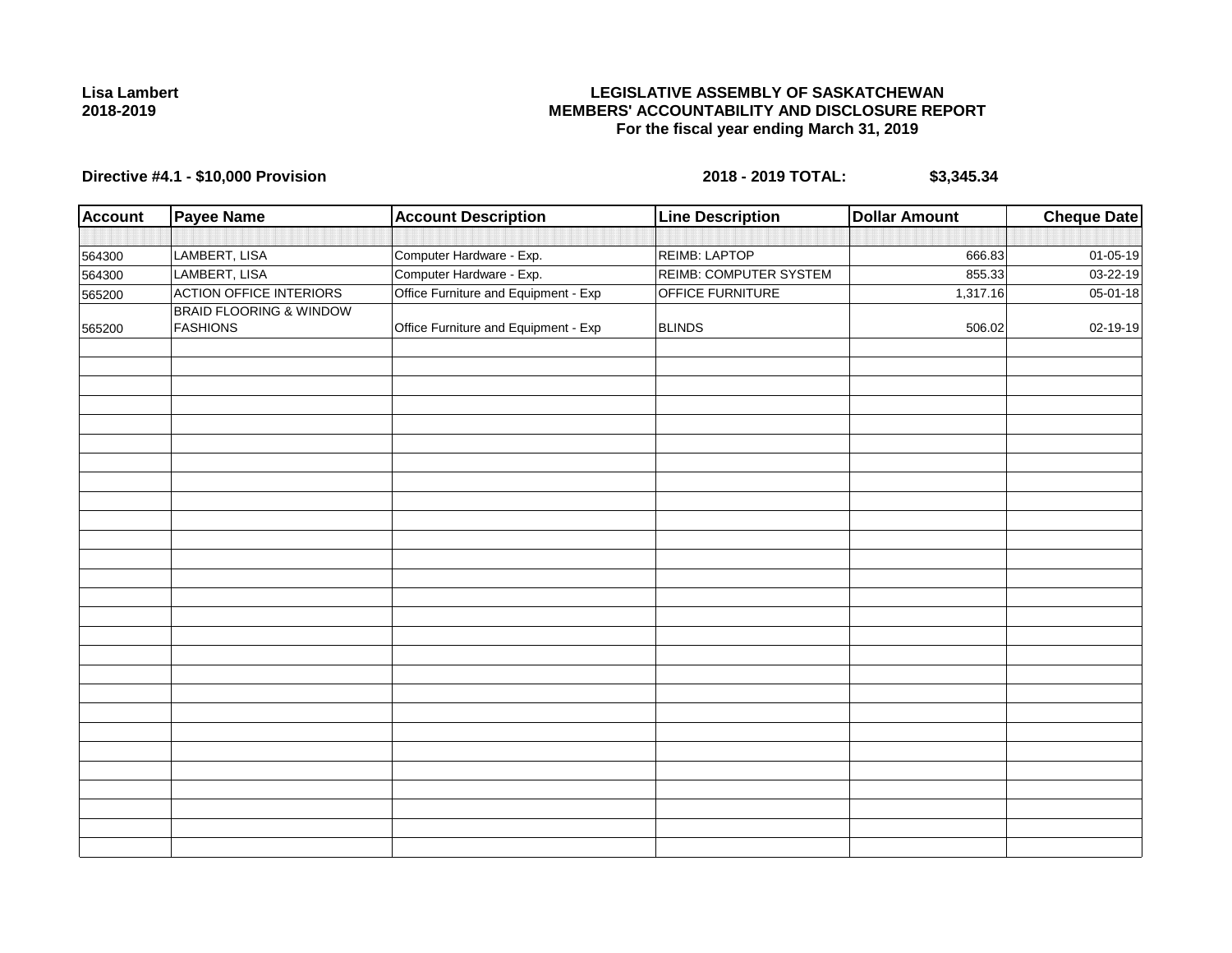**Lisa Lambert**
**2018-2019**

**LEGISLATIVE ASSEMBLY OF SASKATCHEWAN**
**MEMBERS' ACCOUNTABILITY AND DISCLOSURE REPORT**
**For the fiscal year ending March 31, 2019**

**Directive #4.1 - $10,000 Provision**

**2018 - 2019 TOTAL: $3,345.34**

| Account | Payee Name | Account Description | Line Description | Dollar Amount | Cheque Date |
|---|---|---|---|---|---|
| 564300 | LAMBERT, LISA | Computer Hardware - Exp. | REIMB: LAPTOP | 666.83 | 01-05-19 |
| 564300 | LAMBERT, LISA | Computer Hardware - Exp. | REIMB: COMPUTER SYSTEM | 855.33 | 03-22-19 |
| 565200 | ACTION OFFICE INTERIORS | Office Furniture and Equipment - Exp | OFFICE FURNITURE | 1,317.16 | 05-01-18 |
| 565200 | BRAID FLOORING & WINDOW FASHIONS | Office Furniture and Equipment - Exp | BLINDS | 506.02 | 02-19-19 |